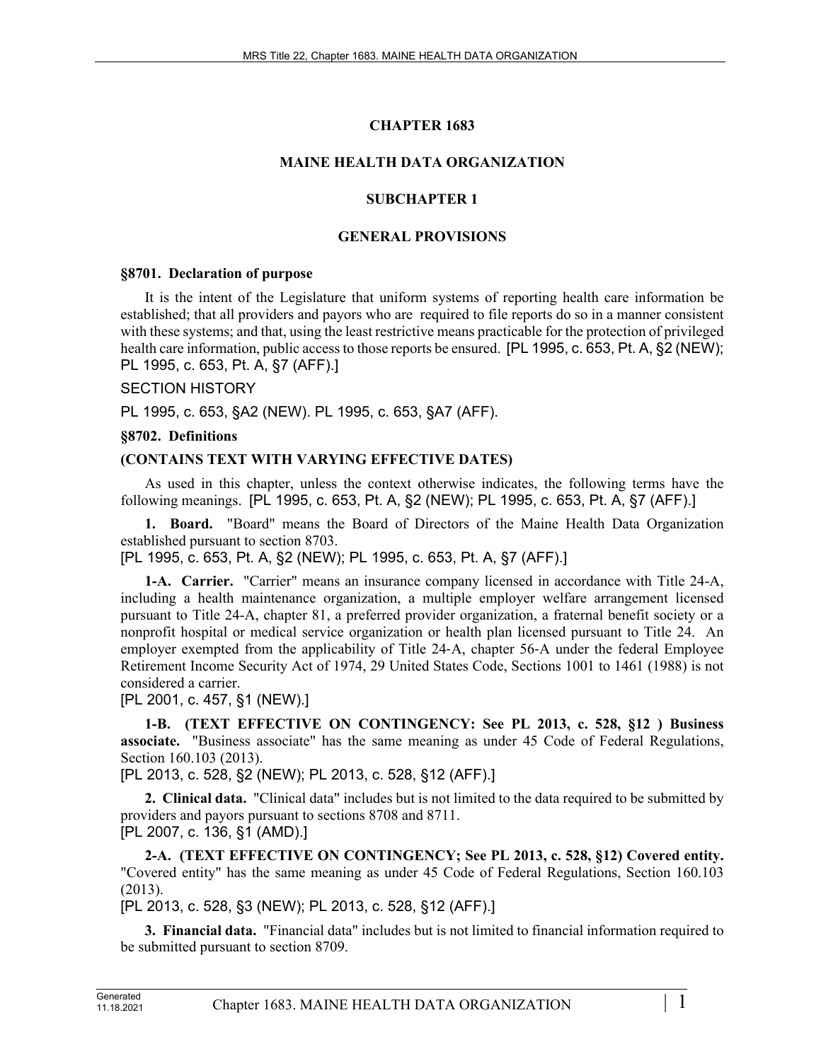# CHAPTER 1683

## MAINE HEALTH DATA ORGANIZATION

## SUBCHAPTER 1

## GENERAL PROVISIONS

### §8701. Declaration of purpose

It is the intent of the Legislature that uniform systems of reporting health care information be established; that all providers and payors who are required to file reports do so in a manner consistent with these systems; and that, using the least restrictive means practicable for the protection of privileged health care information, public access to those reports be ensured. [PL 1995, c. 653, Pt. A, §2 (NEW); PL 1995, c. 653, Pt. A, §7 (AFF).]

SECTION HISTORY

PL 1995, c. 653, §A2 (NEW). PL 1995, c. 653, §A7 (AFF).

### §8702. Definitions

**(CONTAINS TEXT WITH VARYING EFFECTIVE DATES)**

As used in this chapter, unless the context otherwise indicates, the following terms have the following meanings. [PL 1995, c. 653, Pt. A, §2 (NEW); PL 1995, c. 653, Pt. A, §7 (AFF).]

**1. Board.** "Board" means the Board of Directors of the Maine Health Data Organization established pursuant to section 8703.

[PL 1995, c. 653, Pt. A, §2 (NEW); PL 1995, c. 653, Pt. A, §7 (AFF).]

**1-A. Carrier.** "Carrier" means an insurance company licensed in accordance with Title 24-A, including a health maintenance organization, a multiple employer welfare arrangement licensed pursuant to Title 24-A, chapter 81, a preferred provider organization, a fraternal benefit society or a nonprofit hospital or medical service organization or health plan licensed pursuant to Title 24. An employer exempted from the applicability of Title 24-A, chapter 56-A under the federal Employee Retirement Income Security Act of 1974, 29 United States Code, Sections 1001 to 1461 (1988) is not considered a carrier.

[PL 2001, c. 457, §1 (NEW).]

**1-B. (TEXT EFFECTIVE ON CONTINGENCY: See PL 2013, c. 528, §12 ) Business associate.** "Business associate" has the same meaning as under 45 Code of Federal Regulations, Section 160.103 (2013).

[PL 2013, c. 528, §2 (NEW); PL 2013, c. 528, §12 (AFF).]

**2. Clinical data.** "Clinical data" includes but is not limited to the data required to be submitted by providers and payors pursuant to sections 8708 and 8711.

[PL 2007, c. 136, §1 (AMD).]

**2-A. (TEXT EFFECTIVE ON CONTINGENCY; See PL 2013, c. 528, §12) Covered entity.** "Covered entity" has the same meaning as under 45 Code of Federal Regulations, Section 160.103 (2013).

[PL 2013, c. 528, §3 (NEW); PL 2013, c. 528, §12 (AFF).]

**3. Financial data.** "Financial data" includes but is not limited to financial information required to be submitted pursuant to section 8709.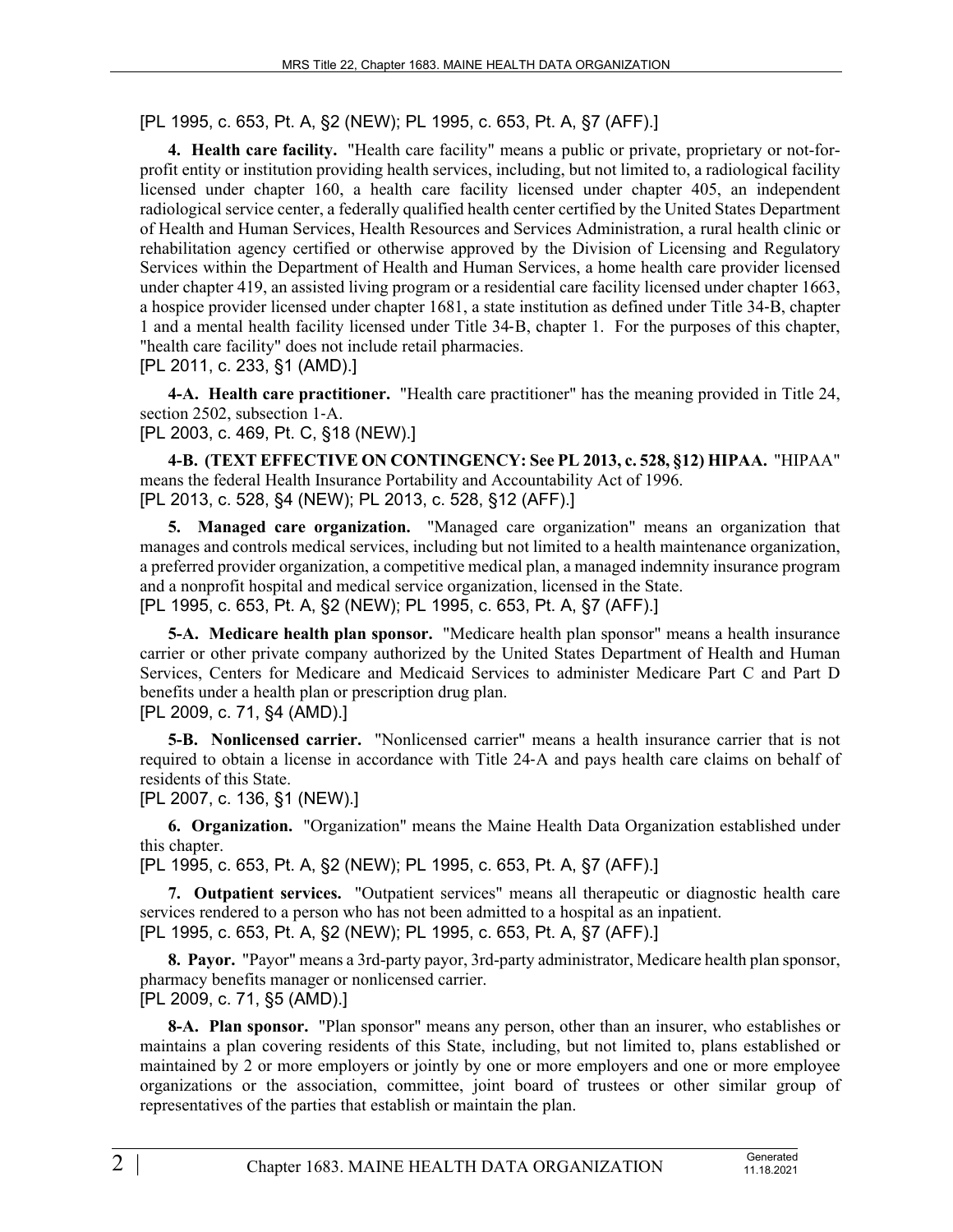[PL 1995, c. 653, Pt. A, §2 (NEW); PL 1995, c. 653, Pt. A, §7 (AFF).]

**4. Health care facility.** "Health care facility" means a public or private, proprietary or not-for-profit entity or institution providing health services, including, but not limited to, a radiological facility licensed under chapter 160, a health care facility licensed under chapter 405, an independent radiological service center, a federally qualified health center certified by the United States Department of Health and Human Services, Health Resources and Services Administration, a rural health clinic or rehabilitation agency certified or otherwise approved by the Division of Licensing and Regulatory Services within the Department of Health and Human Services, a home health care provider licensed under chapter 419, an assisted living program or a residential care facility licensed under chapter 1663, a hospice provider licensed under chapter 1681, a state institution as defined under Title 34-B, chapter 1 and a mental health facility licensed under Title 34-B, chapter 1. For the purposes of this chapter, "health care facility" does not include retail pharmacies.

[PL 2011, c. 233, §1 (AMD).]

**4-A. Health care practitioner.** "Health care practitioner" has the meaning provided in Title 24, section 2502, subsection 1-A.

[PL 2003, c. 469, Pt. C, §18 (NEW).]

**4-B. (TEXT EFFECTIVE ON CONTINGENCY: See PL 2013, c. 528, §12) HIPAA.** "HIPAA" means the federal Health Insurance Portability and Accountability Act of 1996.

[PL 2013, c. 528, §4 (NEW); PL 2013, c. 528, §12 (AFF).]

**5. Managed care organization.** "Managed care organization" means an organization that manages and controls medical services, including but not limited to a health maintenance organization, a preferred provider organization, a competitive medical plan, a managed indemnity insurance program and a nonprofit hospital and medical service organization, licensed in the State.

[PL 1995, c. 653, Pt. A, §2 (NEW); PL 1995, c. 653, Pt. A, §7 (AFF).]

**5-A. Medicare health plan sponsor.** "Medicare health plan sponsor" means a health insurance carrier or other private company authorized by the United States Department of Health and Human Services, Centers for Medicare and Medicaid Services to administer Medicare Part C and Part D benefits under a health plan or prescription drug plan.

[PL 2009, c. 71, §4 (AMD).]

**5-B. Nonlicensed carrier.** "Nonlicensed carrier" means a health insurance carrier that is not required to obtain a license in accordance with Title 24-A and pays health care claims on behalf of residents of this State.

[PL 2007, c. 136, §1 (NEW).]

**6. Organization.** "Organization" means the Maine Health Data Organization established under this chapter.

[PL 1995, c. 653, Pt. A, §2 (NEW); PL 1995, c. 653, Pt. A, §7 (AFF).]

**7. Outpatient services.** "Outpatient services" means all therapeutic or diagnostic health care services rendered to a person who has not been admitted to a hospital as an inpatient.

[PL 1995, c. 653, Pt. A, §2 (NEW); PL 1995, c. 653, Pt. A, §7 (AFF).]

**8. Payor.** "Payor" means a 3rd-party payor, 3rd-party administrator, Medicare health plan sponsor, pharmacy benefits manager or nonlicensed carrier.

[PL 2009, c. 71, §5 (AMD).]

**8-A. Plan sponsor.** "Plan sponsor" means any person, other than an insurer, who establishes or maintains a plan covering residents of this State, including, but not limited to, plans established or maintained by 2 or more employers or jointly by one or more employers and one or more employee organizations or the association, committee, joint board of trustees or other similar group of representatives of the parties that establish or maintain the plan.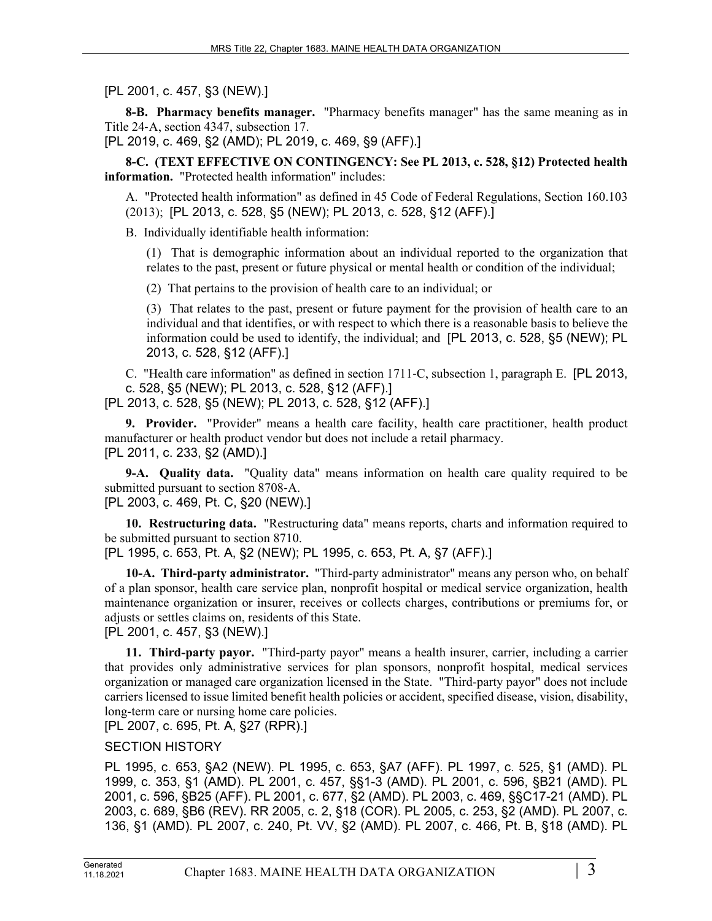[PL 2001, c. 457, §3 (NEW).]

**8-B. Pharmacy benefits manager.** "Pharmacy benefits manager" has the same meaning as in Title 24-A, section 4347, subsection 17.
[PL 2019, c. 469, §2 (AMD); PL 2019, c. 469, §9 (AFF).]

**8-C. (TEXT EFFECTIVE ON CONTINGENCY: See PL 2013, c. 528, §12) Protected health information.** "Protected health information" includes:

A. "Protected health information" as defined in 45 Code of Federal Regulations, Section 160.103 (2013); [PL 2013, c. 528, §5 (NEW); PL 2013, c. 528, §12 (AFF).]

B. Individually identifiable health information:

(1) That is demographic information about an individual reported to the organization that relates to the past, present or future physical or mental health or condition of the individual;

(2) That pertains to the provision of health care to an individual; or

(3) That relates to the past, present or future payment for the provision of health care to an individual and that identifies, or with respect to which there is a reasonable basis to believe the information could be used to identify, the individual; and [PL 2013, c. 528, §5 (NEW); PL 2013, c. 528, §12 (AFF).]

C. "Health care information" as defined in section 1711-C, subsection 1, paragraph E. [PL 2013, c. 528, §5 (NEW); PL 2013, c. 528, §12 (AFF).]

[PL 2013, c. 528, §5 (NEW); PL 2013, c. 528, §12 (AFF).]

**9. Provider.** "Provider" means a health care facility, health care practitioner, health product manufacturer or health product vendor but does not include a retail pharmacy.
[PL 2011, c. 233, §2 (AMD).]

**9-A. Quality data.** "Quality data" means information on health care quality required to be submitted pursuant to section 8708-A.
[PL 2003, c. 469, Pt. C, §20 (NEW).]

**10. Restructuring data.** "Restructuring data" means reports, charts and information required to be submitted pursuant to section 8710.
[PL 1995, c. 653, Pt. A, §2 (NEW); PL 1995, c. 653, Pt. A, §7 (AFF).]

**10-A. Third-party administrator.** "Third-party administrator" means any person who, on behalf of a plan sponsor, health care service plan, nonprofit hospital or medical service organization, health maintenance organization or insurer, receives or collects charges, contributions or premiums for, or adjusts or settles claims on, residents of this State.
[PL 2001, c. 457, §3 (NEW).]

**11. Third-party payor.** "Third-party payor" means a health insurer, carrier, including a carrier that provides only administrative services for plan sponsors, nonprofit hospital, medical services organization or managed care organization licensed in the State. "Third-party payor" does not include carriers licensed to issue limited benefit health policies or accident, specified disease, vision, disability, long-term care or nursing home care policies.
[PL 2007, c. 695, Pt. A, §27 (RPR).]

SECTION HISTORY

PL 1995, c. 653, §A2 (NEW). PL 1995, c. 653, §A7 (AFF). PL 1997, c. 525, §1 (AMD). PL 1999, c. 353, §1 (AMD). PL 2001, c. 457, §§1-3 (AMD). PL 2001, c. 596, §B21 (AMD). PL 2001, c. 596, §B25 (AFF). PL 2001, c. 677, §2 (AMD). PL 2003, c. 469, §§C17-21 (AMD). PL 2003, c. 689, §B6 (REV). RR 2005, c. 2, §18 (COR). PL 2005, c. 253, §2 (AMD). PL 2007, c. 136, §1 (AMD). PL 2007, c. 240, Pt. VV, §2 (AMD). PL 2007, c. 466, Pt. B, §18 (AMD). PL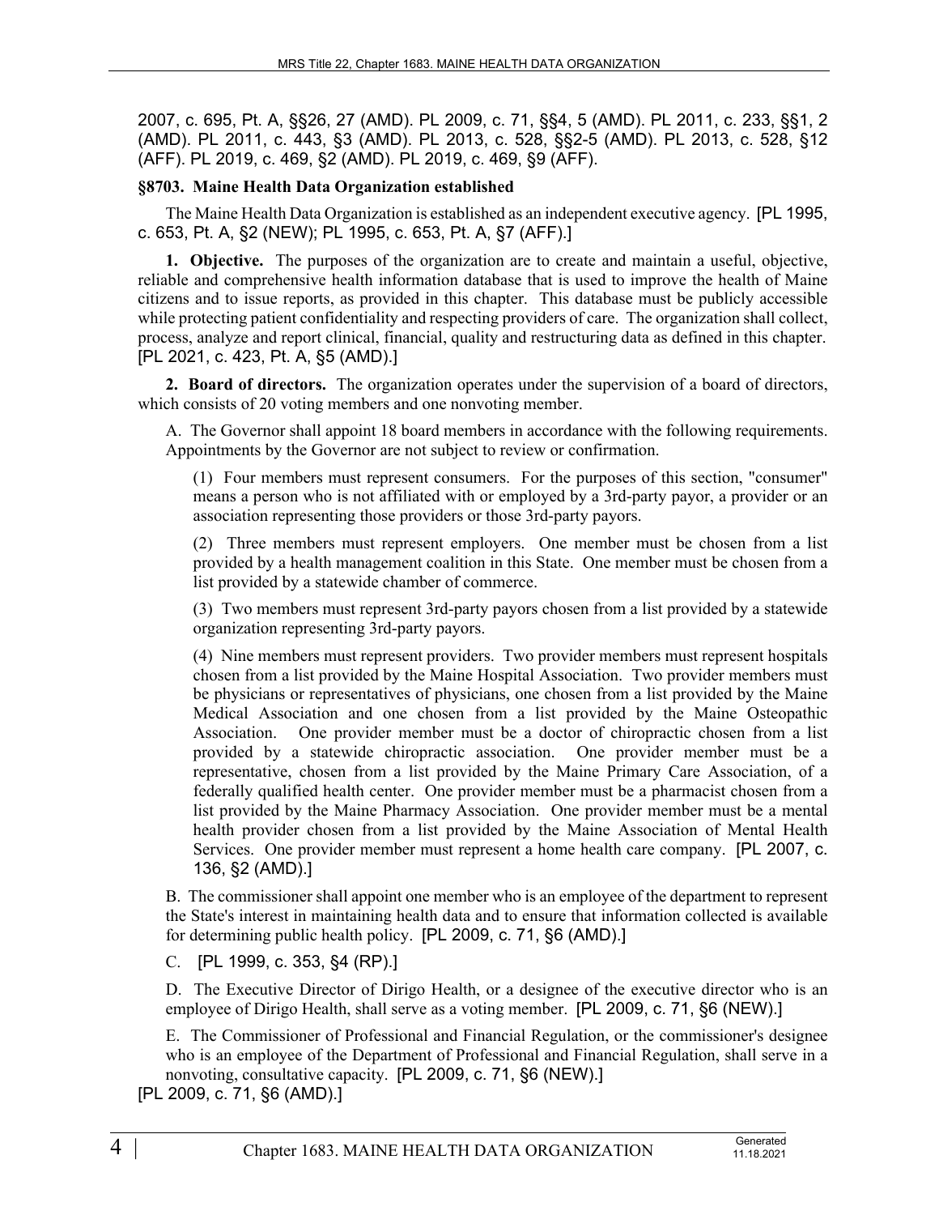2007, c. 695, Pt. A, §§26, 27 (AMD). PL 2009, c. 71, §§4, 5 (AMD). PL 2011, c. 233, §§1, 2 (AMD). PL 2011, c. 443, §3 (AMD). PL 2013, c. 528, §§2-5 (AMD). PL 2013, c. 528, §12 (AFF). PL 2019, c. 469, §2 (AMD). PL 2019, c. 469, §9 (AFF).

### §8703. Maine Health Data Organization established

The Maine Health Data Organization is established as an independent executive agency. [PL 1995, c. 653, Pt. A, §2 (NEW); PL 1995, c. 653, Pt. A, §7 (AFF).]

**1. Objective.** The purposes of the organization are to create and maintain a useful, objective, reliable and comprehensive health information database that is used to improve the health of Maine citizens and to issue reports, as provided in this chapter. This database must be publicly accessible while protecting patient confidentiality and respecting providers of care. The organization shall collect, process, analyze and report clinical, financial, quality and restructuring data as defined in this chapter. [PL 2021, c. 423, Pt. A, §5 (AMD).]

**2. Board of directors.** The organization operates under the supervision of a board of directors, which consists of 20 voting members and one nonvoting member.

A. The Governor shall appoint 18 board members in accordance with the following requirements. Appointments by the Governor are not subject to review or confirmation.

(1) Four members must represent consumers. For the purposes of this section, "consumer" means a person who is not affiliated with or employed by a 3rd-party payor, a provider or an association representing those providers or those 3rd-party payors.

(2) Three members must represent employers. One member must be chosen from a list provided by a health management coalition in this State. One member must be chosen from a list provided by a statewide chamber of commerce.

(3) Two members must represent 3rd-party payors chosen from a list provided by a statewide organization representing 3rd-party payors.

(4) Nine members must represent providers. Two provider members must represent hospitals chosen from a list provided by the Maine Hospital Association. Two provider members must be physicians or representatives of physicians, one chosen from a list provided by the Maine Medical Association and one chosen from a list provided by the Maine Osteopathic Association. One provider member must be a doctor of chiropractic chosen from a list provided by a statewide chiropractic association. One provider member must be a representative, chosen from a list provided by the Maine Primary Care Association, of a federally qualified health center. One provider member must be a pharmacist chosen from a list provided by the Maine Pharmacy Association. One provider member must be a mental health provider chosen from a list provided by the Maine Association of Mental Health Services. One provider member must represent a home health care company. [PL 2007, c. 136, §2 (AMD).]

B. The commissioner shall appoint one member who is an employee of the department to represent the State's interest in maintaining health data and to ensure that information collected is available for determining public health policy. [PL 2009, c. 71, §6 (AMD).]

C. [PL 1999, c. 353, §4 (RP).]

D. The Executive Director of Dirigo Health, or a designee of the executive director who is an employee of Dirigo Health, shall serve as a voting member. [PL 2009, c. 71, §6 (NEW).]

E. The Commissioner of Professional and Financial Regulation, or the commissioner's designee who is an employee of the Department of Professional and Financial Regulation, shall serve in a nonvoting, consultative capacity. [PL 2009, c. 71, §6 (NEW).]

[PL 2009, c. 71, §6 (AMD).]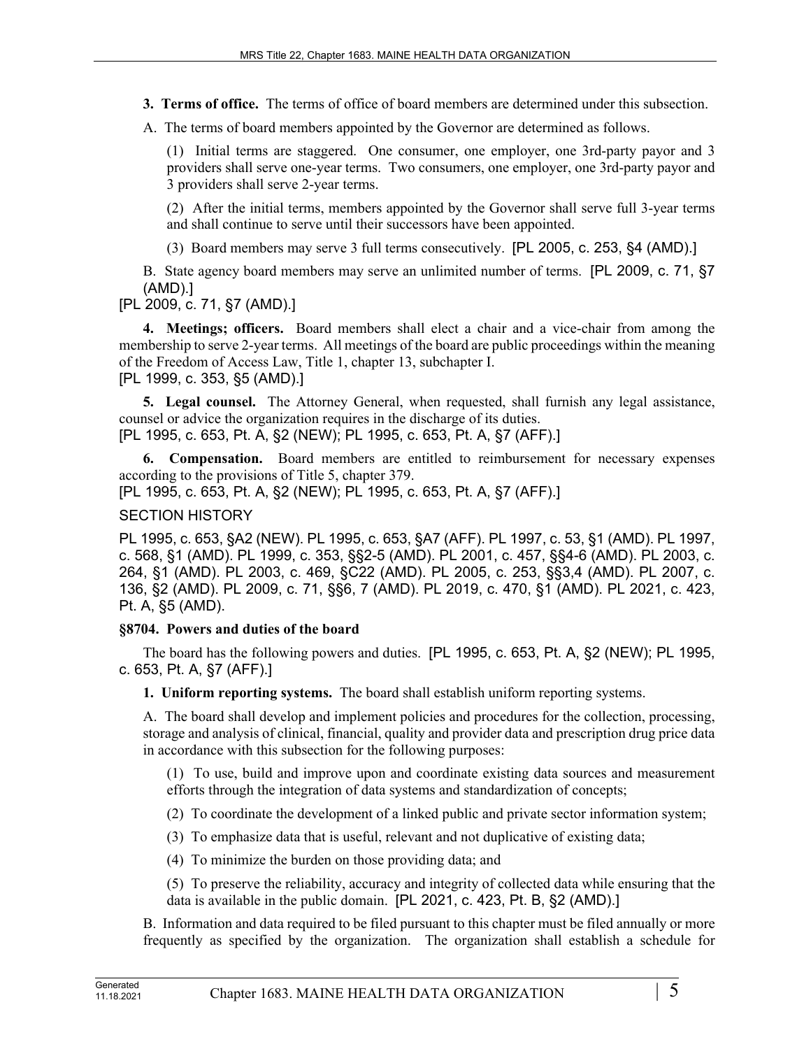**3. Terms of office.** The terms of office of board members are determined under this subsection.

A. The terms of board members appointed by the Governor are determined as follows.

(1) Initial terms are staggered. One consumer, one employer, one 3rd-party payor and 3 providers shall serve one-year terms. Two consumers, one employer, one 3rd-party payor and 3 providers shall serve 2-year terms.

(2) After the initial terms, members appointed by the Governor shall serve full 3-year terms and shall continue to serve until their successors have been appointed.

(3) Board members may serve 3 full terms consecutively. [PL 2005, c. 253, §4 (AMD).]

B. State agency board members may serve an unlimited number of terms. [PL 2009, c. 71, §7 (AMD).]

[PL 2009, c. 71, §7 (AMD).]

**4. Meetings; officers.** Board members shall elect a chair and a vice-chair from among the membership to serve 2-year terms. All meetings of the board are public proceedings within the meaning of the Freedom of Access Law, Title 1, chapter 13, subchapter I.

[PL 1999, c. 353, §5 (AMD).]

**5. Legal counsel.** The Attorney General, when requested, shall furnish any legal assistance, counsel or advice the organization requires in the discharge of its duties.

[PL 1995, c. 653, Pt. A, §2 (NEW); PL 1995, c. 653, Pt. A, §7 (AFF).]

**6. Compensation.** Board members are entitled to reimbursement for necessary expenses according to the provisions of Title 5, chapter 379.

[PL 1995, c. 653, Pt. A, §2 (NEW); PL 1995, c. 653, Pt. A, §7 (AFF).]

SECTION HISTORY

PL 1995, c. 653, §A2 (NEW). PL 1995, c. 653, §A7 (AFF). PL 1997, c. 53, §1 (AMD). PL 1997, c. 568, §1 (AMD). PL 1999, c. 353, §§2-5 (AMD). PL 2001, c. 457, §§4-6 (AMD). PL 2003, c. 264, §1 (AMD). PL 2003, c. 469, §C22 (AMD). PL 2005, c. 253, §§3,4 (AMD). PL 2007, c. 136, §2 (AMD). PL 2009, c. 71, §§6, 7 (AMD). PL 2019, c. 470, §1 (AMD). PL 2021, c. 423, Pt. A, §5 (AMD).

### §8704. Powers and duties of the board

The board has the following powers and duties. [PL 1995, c. 653, Pt. A, §2 (NEW); PL 1995, c. 653, Pt. A, §7 (AFF).]

**1. Uniform reporting systems.** The board shall establish uniform reporting systems.

A. The board shall develop and implement policies and procedures for the collection, processing, storage and analysis of clinical, financial, quality and provider data and prescription drug price data in accordance with this subsection for the following purposes:

(1) To use, build and improve upon and coordinate existing data sources and measurement efforts through the integration of data systems and standardization of concepts;

(2) To coordinate the development of a linked public and private sector information system;

(3) To emphasize data that is useful, relevant and not duplicative of existing data;

(4) To minimize the burden on those providing data; and

(5) To preserve the reliability, accuracy and integrity of collected data while ensuring that the data is available in the public domain. [PL 2021, c. 423, Pt. B, §2 (AMD).]

B. Information and data required to be filed pursuant to this chapter must be filed annually or more frequently as specified by the organization. The organization shall establish a schedule for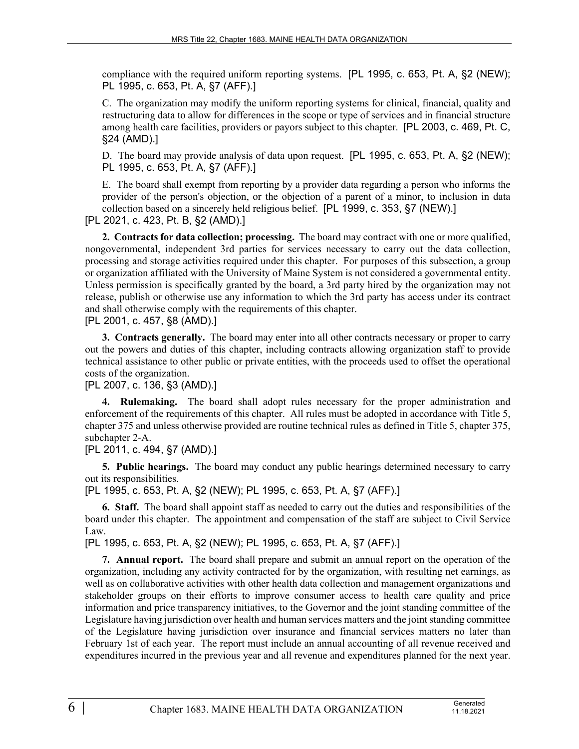compliance with the required uniform reporting systems. [PL 1995, c. 653, Pt. A, §2 (NEW); PL 1995, c. 653, Pt. A, §7 (AFF).]

C. The organization may modify the uniform reporting systems for clinical, financial, quality and restructuring data to allow for differences in the scope or type of services and in financial structure among health care facilities, providers or payors subject to this chapter. [PL 2003, c. 469, Pt. C, §24 (AMD).]

D. The board may provide analysis of data upon request. [PL 1995, c. 653, Pt. A, §2 (NEW); PL 1995, c. 653, Pt. A, §7 (AFF).]

E. The board shall exempt from reporting by a provider data regarding a person who informs the provider of the person's objection, or the objection of a parent of a minor, to inclusion in data collection based on a sincerely held religious belief. [PL 1999, c. 353, §7 (NEW).]

[PL 2021, c. 423, Pt. B, §2 (AMD).]

**2. Contracts for data collection; processing.** The board may contract with one or more qualified, nongovernmental, independent 3rd parties for services necessary to carry out the data collection, processing and storage activities required under this chapter. For purposes of this subsection, a group or organization affiliated with the University of Maine System is not considered a governmental entity. Unless permission is specifically granted by the board, a 3rd party hired by the organization may not release, publish or otherwise use any information to which the 3rd party has access under its contract and shall otherwise comply with the requirements of this chapter.

[PL 2001, c. 457, §8 (AMD).]

**3. Contracts generally.** The board may enter into all other contracts necessary or proper to carry out the powers and duties of this chapter, including contracts allowing organization staff to provide technical assistance to other public or private entities, with the proceeds used to offset the operational costs of the organization.

[PL 2007, c. 136, §3 (AMD).]

**4. Rulemaking.** The board shall adopt rules necessary for the proper administration and enforcement of the requirements of this chapter. All rules must be adopted in accordance with Title 5, chapter 375 and unless otherwise provided are routine technical rules as defined in Title 5, chapter 375, subchapter 2-A.

[PL 2011, c. 494, §7 (AMD).]

**5. Public hearings.** The board may conduct any public hearings determined necessary to carry out its responsibilities.

[PL 1995, c. 653, Pt. A, §2 (NEW); PL 1995, c. 653, Pt. A, §7 (AFF).]

**6. Staff.** The board shall appoint staff as needed to carry out the duties and responsibilities of the board under this chapter. The appointment and compensation of the staff are subject to Civil Service Law.

[PL 1995, c. 653, Pt. A, §2 (NEW); PL 1995, c. 653, Pt. A, §7 (AFF).]

**7. Annual report.** The board shall prepare and submit an annual report on the operation of the organization, including any activity contracted for by the organization, with resulting net earnings, as well as on collaborative activities with other health data collection and management organizations and stakeholder groups on their efforts to improve consumer access to health care quality and price information and price transparency initiatives, to the Governor and the joint standing committee of the Legislature having jurisdiction over health and human services matters and the joint standing committee of the Legislature having jurisdiction over insurance and financial services matters no later than February 1st of each year. The report must include an annual accounting of all revenue received and expenditures incurred in the previous year and all revenue and expenditures planned for the next year.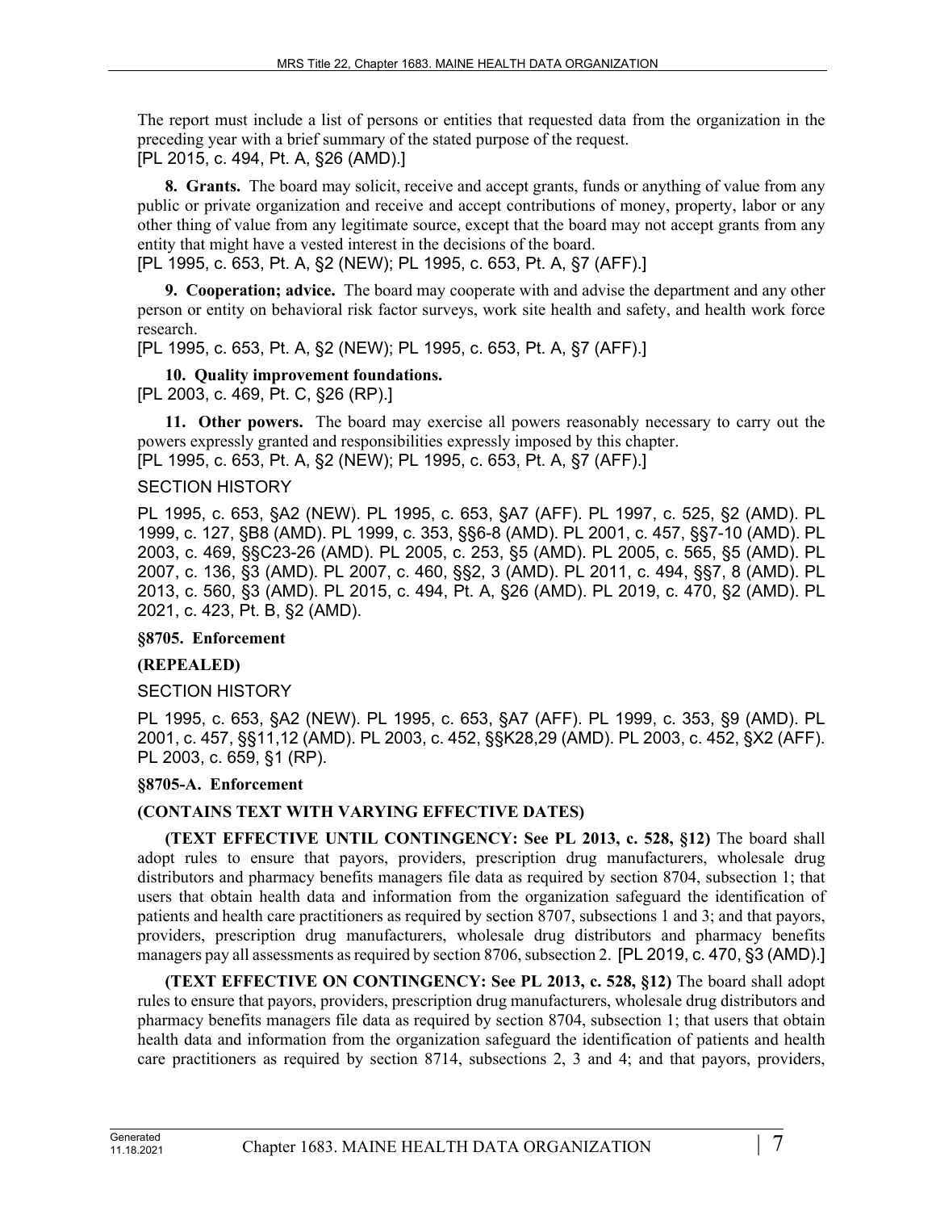The report must include a list of persons or entities that requested data from the organization in the preceding year with a brief summary of the stated purpose of the request.
[PL 2015, c. 494, Pt. A, §26 (AMD).]

**8. Grants.** The board may solicit, receive and accept grants, funds or anything of value from any public or private organization and receive and accept contributions of money, property, labor or any other thing of value from any legitimate source, except that the board may not accept grants from any entity that might have a vested interest in the decisions of the board.
[PL 1995, c. 653, Pt. A, §2 (NEW); PL 1995, c. 653, Pt. A, §7 (AFF).]

**9. Cooperation; advice.** The board may cooperate with and advise the department and any other person or entity on behavioral risk factor surveys, work site health and safety, and health work force research.
[PL 1995, c. 653, Pt. A, §2 (NEW); PL 1995, c. 653, Pt. A, §7 (AFF).]

**10. Quality improvement foundations.**
[PL 2003, c. 469, Pt. C, §26 (RP).]

**11. Other powers.** The board may exercise all powers reasonably necessary to carry out the powers expressly granted and responsibilities expressly imposed by this chapter.
[PL 1995, c. 653, Pt. A, §2 (NEW); PL 1995, c. 653, Pt. A, §7 (AFF).]

SECTION HISTORY

PL 1995, c. 653, §A2 (NEW). PL 1995, c. 653, §A7 (AFF). PL 1997, c. 525, §2 (AMD). PL 1999, c. 127, §B8 (AMD). PL 1999, c. 353, §§6-8 (AMD). PL 2001, c. 457, §§7-10 (AMD). PL 2003, c. 469, §§C23-26 (AMD). PL 2005, c. 253, §5 (AMD). PL 2005, c. 565, §5 (AMD). PL 2007, c. 136, §3 (AMD). PL 2007, c. 460, §§2, 3 (AMD). PL 2011, c. 494, §§7, 8 (AMD). PL 2013, c. 560, §3 (AMD). PL 2015, c. 494, Pt. A, §26 (AMD). PL 2019, c. 470, §2 (AMD). PL 2021, c. 423, Pt. B, §2 (AMD).

### §8705. Enforcement

**(REPEALED)**

SECTION HISTORY

PL 1995, c. 653, §A2 (NEW). PL 1995, c. 653, §A7 (AFF). PL 1999, c. 353, §9 (AMD). PL 2001, c. 457, §§11,12 (AMD). PL 2003, c. 452, §§K28,29 (AMD). PL 2003, c. 452, §X2 (AFF). PL 2003, c. 659, §1 (RP).

### §8705-A. Enforcement

**(CONTAINS TEXT WITH VARYING EFFECTIVE DATES)**

**(TEXT EFFECTIVE UNTIL CONTINGENCY: See PL 2013, c. 528, §12)** The board shall adopt rules to ensure that payors, providers, prescription drug manufacturers, wholesale drug distributors and pharmacy benefits managers file data as required by section 8704, subsection 1; that users that obtain health data and information from the organization safeguard the identification of patients and health care practitioners as required by section 8707, subsections 1 and 3; and that payors, providers, prescription drug manufacturers, wholesale drug distributors and pharmacy benefits managers pay all assessments as required by section 8706, subsection 2. [PL 2019, c. 470, §3 (AMD).]

**(TEXT EFFECTIVE ON CONTINGENCY: See PL 2013, c. 528, §12)** The board shall adopt rules to ensure that payors, providers, prescription drug manufacturers, wholesale drug distributors and pharmacy benefits managers file data as required by section 8704, subsection 1; that users that obtain health data and information from the organization safeguard the identification of patients and health care practitioners as required by section 8714, subsections 2, 3 and 4; and that payors, providers,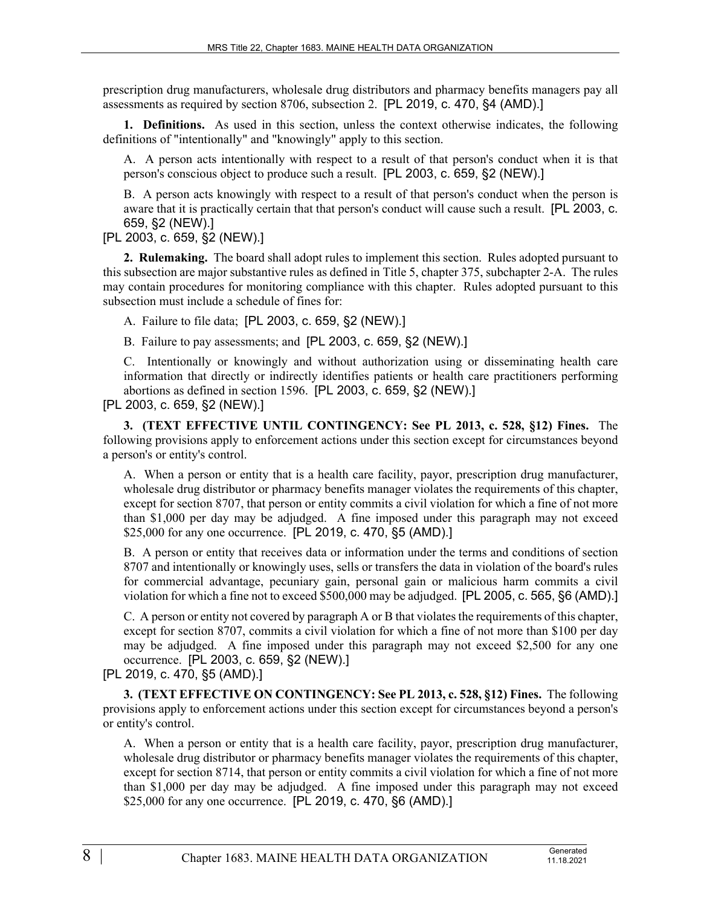prescription drug manufacturers, wholesale drug distributors and pharmacy benefits managers pay all assessments as required by section 8706, subsection 2. [PL 2019, c. 470, §4 (AMD).]

**1. Definitions.** As used in this section, unless the context otherwise indicates, the following definitions of "intentionally" and "knowingly" apply to this section.

A. A person acts intentionally with respect to a result of that person's conduct when it is that person's conscious object to produce such a result. [PL 2003, c. 659, §2 (NEW).]

B. A person acts knowingly with respect to a result of that person's conduct when the person is aware that it is practically certain that that person's conduct will cause such a result. [PL 2003, c. 659, §2 (NEW).]

[PL 2003, c. 659, §2 (NEW).]

**2. Rulemaking.** The board shall adopt rules to implement this section. Rules adopted pursuant to this subsection are major substantive rules as defined in Title 5, chapter 375, subchapter 2-A. The rules may contain procedures for monitoring compliance with this chapter. Rules adopted pursuant to this subsection must include a schedule of fines for:

A. Failure to file data; [PL 2003, c. 659, §2 (NEW).]

B. Failure to pay assessments; and [PL 2003, c. 659, §2 (NEW).]

C. Intentionally or knowingly and without authorization using or disseminating health care information that directly or indirectly identifies patients or health care practitioners performing abortions as defined in section 1596. [PL 2003, c. 659, §2 (NEW).]

[PL 2003, c. 659, §2 (NEW).]

**3. (TEXT EFFECTIVE UNTIL CONTINGENCY: See PL 2013, c. 528, §12) Fines.** The following provisions apply to enforcement actions under this section except for circumstances beyond a person's or entity's control.

A. When a person or entity that is a health care facility, payor, prescription drug manufacturer, wholesale drug distributor or pharmacy benefits manager violates the requirements of this chapter, except for section 8707, that person or entity commits a civil violation for which a fine of not more than $1,000 per day may be adjudged. A fine imposed under this paragraph may not exceed $25,000 for any one occurrence. [PL 2019, c. 470, §5 (AMD).]

B. A person or entity that receives data or information under the terms and conditions of section 8707 and intentionally or knowingly uses, sells or transfers the data in violation of the board's rules for commercial advantage, pecuniary gain, personal gain or malicious harm commits a civil violation for which a fine not to exceed $500,000 may be adjudged. [PL 2005, c. 565, §6 (AMD).]

C. A person or entity not covered by paragraph A or B that violates the requirements of this chapter, except for section 8707, commits a civil violation for which a fine of not more than $100 per day may be adjudged. A fine imposed under this paragraph may not exceed $2,500 for any one occurrence. [PL 2003, c. 659, §2 (NEW).]

[PL 2019, c. 470, §5 (AMD).]

**3. (TEXT EFFECTIVE ON CONTINGENCY: See PL 2013, c. 528, §12) Fines.** The following provisions apply to enforcement actions under this section except for circumstances beyond a person's or entity's control.

A. When a person or entity that is a health care facility, payor, prescription drug manufacturer, wholesale drug distributor or pharmacy benefits manager violates the requirements of this chapter, except for section 8714, that person or entity commits a civil violation for which a fine of not more than $1,000 per day may be adjudged. A fine imposed under this paragraph may not exceed $25,000 for any one occurrence. [PL 2019, c. 470, §6 (AMD).]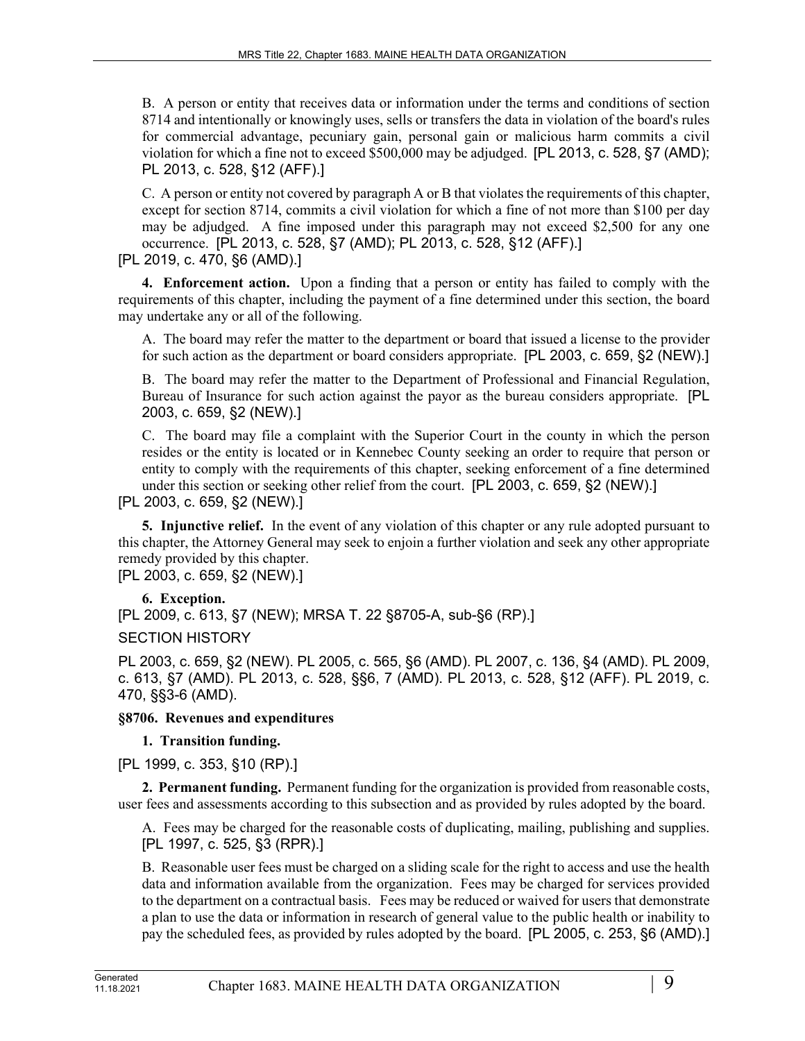B. A person or entity that receives data or information under the terms and conditions of section 8714 and intentionally or knowingly uses, sells or transfers the data in violation of the board's rules for commercial advantage, pecuniary gain, personal gain or malicious harm commits a civil violation for which a fine not to exceed $500,000 may be adjudged. [PL 2013, c. 528, §7 (AMD); PL 2013, c. 528, §12 (AFF).]

C. A person or entity not covered by paragraph A or B that violates the requirements of this chapter, except for section 8714, commits a civil violation for which a fine of not more than $100 per day may be adjudged. A fine imposed under this paragraph may not exceed $2,500 for any one occurrence. [PL 2013, c. 528, §7 (AMD); PL 2013, c. 528, §12 (AFF).]

[PL 2019, c. 470, §6 (AMD).]

**4. Enforcement action.** Upon a finding that a person or entity has failed to comply with the requirements of this chapter, including the payment of a fine determined under this section, the board may undertake any or all of the following.

A. The board may refer the matter to the department or board that issued a license to the provider for such action as the department or board considers appropriate. [PL 2003, c. 659, §2 (NEW).]

B. The board may refer the matter to the Department of Professional and Financial Regulation, Bureau of Insurance for such action against the payor as the bureau considers appropriate. [PL 2003, c. 659, §2 (NEW).]

C. The board may file a complaint with the Superior Court in the county in which the person resides or the entity is located or in Kennebec County seeking an order to require that person or entity to comply with the requirements of this chapter, seeking enforcement of a fine determined under this section or seeking other relief from the court. [PL 2003, c. 659, §2 (NEW).]

[PL 2003, c. 659, §2 (NEW).]

**5. Injunctive relief.** In the event of any violation of this chapter or any rule adopted pursuant to this chapter, the Attorney General may seek to enjoin a further violation and seek any other appropriate remedy provided by this chapter.

[PL 2003, c. 659, §2 (NEW).]

**6. Exception.**

[PL 2009, c. 613, §7 (NEW); MRSA T. 22 §8705-A, sub-§6 (RP).]

SECTION HISTORY

PL 2003, c. 659, §2 (NEW). PL 2005, c. 565, §6 (AMD). PL 2007, c. 136, §4 (AMD). PL 2009, c. 613, §7 (AMD). PL 2013, c. 528, §§6, 7 (AMD). PL 2013, c. 528, §12 (AFF). PL 2019, c. 470, §§3-6 (AMD).

### §8706. Revenues and expenditures

**1. Transition funding.**

[PL 1999, c. 353, §10 (RP).]

**2. Permanent funding.** Permanent funding for the organization is provided from reasonable costs, user fees and assessments according to this subsection and as provided by rules adopted by the board.

A. Fees may be charged for the reasonable costs of duplicating, mailing, publishing and supplies. [PL 1997, c. 525, §3 (RPR).]

B. Reasonable user fees must be charged on a sliding scale for the right to access and use the health data and information available from the organization. Fees may be charged for services provided to the department on a contractual basis. Fees may be reduced or waived for users that demonstrate a plan to use the data or information in research of general value to the public health or inability to pay the scheduled fees, as provided by rules adopted by the board. [PL 2005, c. 253, §6 (AMD).]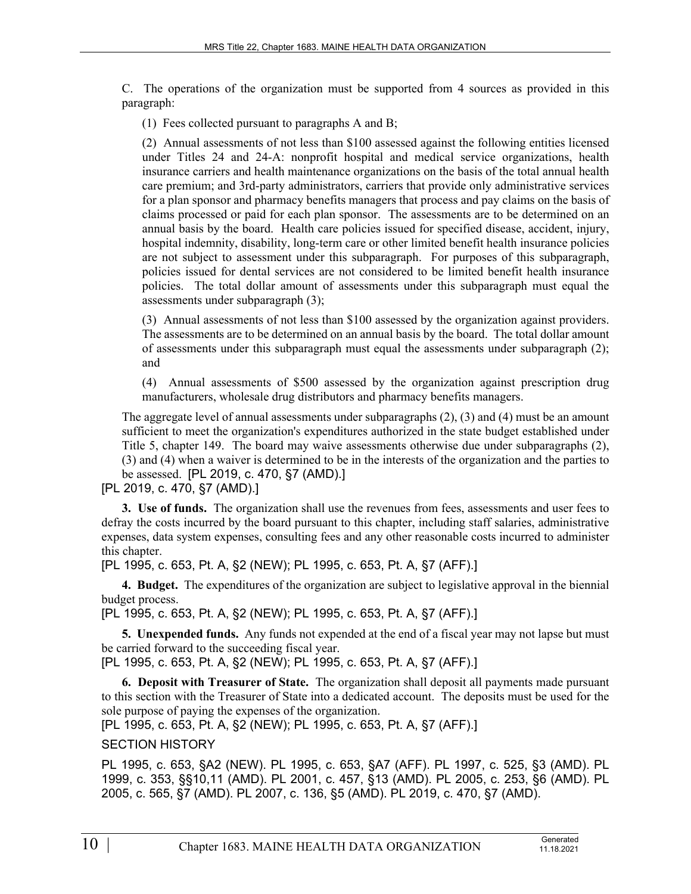C. The operations of the organization must be supported from 4 sources as provided in this paragraph:

(1) Fees collected pursuant to paragraphs A and B;

(2) Annual assessments of not less than $100 assessed against the following entities licensed under Titles 24 and 24-A: nonprofit hospital and medical service organizations, health insurance carriers and health maintenance organizations on the basis of the total annual health care premium; and 3rd-party administrators, carriers that provide only administrative services for a plan sponsor and pharmacy benefits managers that process and pay claims on the basis of claims processed or paid for each plan sponsor. The assessments are to be determined on an annual basis by the board. Health care policies issued for specified disease, accident, injury, hospital indemnity, disability, long-term care or other limited benefit health insurance policies are not subject to assessment under this subparagraph. For purposes of this subparagraph, policies issued for dental services are not considered to be limited benefit health insurance policies. The total dollar amount of assessments under this subparagraph must equal the assessments under subparagraph (3);

(3) Annual assessments of not less than $100 assessed by the organization against providers. The assessments are to be determined on an annual basis by the board. The total dollar amount of assessments under this subparagraph must equal the assessments under subparagraph (2); and

(4) Annual assessments of $500 assessed by the organization against prescription drug manufacturers, wholesale drug distributors and pharmacy benefits managers.

The aggregate level of annual assessments under subparagraphs (2), (3) and (4) must be an amount sufficient to meet the organization's expenditures authorized in the state budget established under Title 5, chapter 149. The board may waive assessments otherwise due under subparagraphs (2), (3) and (4) when a waiver is determined to be in the interests of the organization and the parties to be assessed. [PL 2019, c. 470, §7 (AMD).]

[PL 2019, c. 470, §7 (AMD).]

**3. Use of funds.** The organization shall use the revenues from fees, assessments and user fees to defray the costs incurred by the board pursuant to this chapter, including staff salaries, administrative expenses, data system expenses, consulting fees and any other reasonable costs incurred to administer this chapter.

[PL 1995, c. 653, Pt. A, §2 (NEW); PL 1995, c. 653, Pt. A, §7 (AFF).]

**4. Budget.** The expenditures of the organization are subject to legislative approval in the biennial budget process.

[PL 1995, c. 653, Pt. A, §2 (NEW); PL 1995, c. 653, Pt. A, §7 (AFF).]

**5. Unexpended funds.** Any funds not expended at the end of a fiscal year may not lapse but must be carried forward to the succeeding fiscal year.

[PL 1995, c. 653, Pt. A, §2 (NEW); PL 1995, c. 653, Pt. A, §7 (AFF).]

**6. Deposit with Treasurer of State.** The organization shall deposit all payments made pursuant to this section with the Treasurer of State into a dedicated account. The deposits must be used for the sole purpose of paying the expenses of the organization.

[PL 1995, c. 653, Pt. A, §2 (NEW); PL 1995, c. 653, Pt. A, §7 (AFF).]

SECTION HISTORY

PL 1995, c. 653, §A2 (NEW). PL 1995, c. 653, §A7 (AFF). PL 1997, c. 525, §3 (AMD). PL 1999, c. 353, §§10,11 (AMD). PL 2001, c. 457, §13 (AMD). PL 2005, c. 253, §6 (AMD). PL 2005, c. 565, §7 (AMD). PL 2007, c. 136, §5 (AMD). PL 2019, c. 470, §7 (AMD).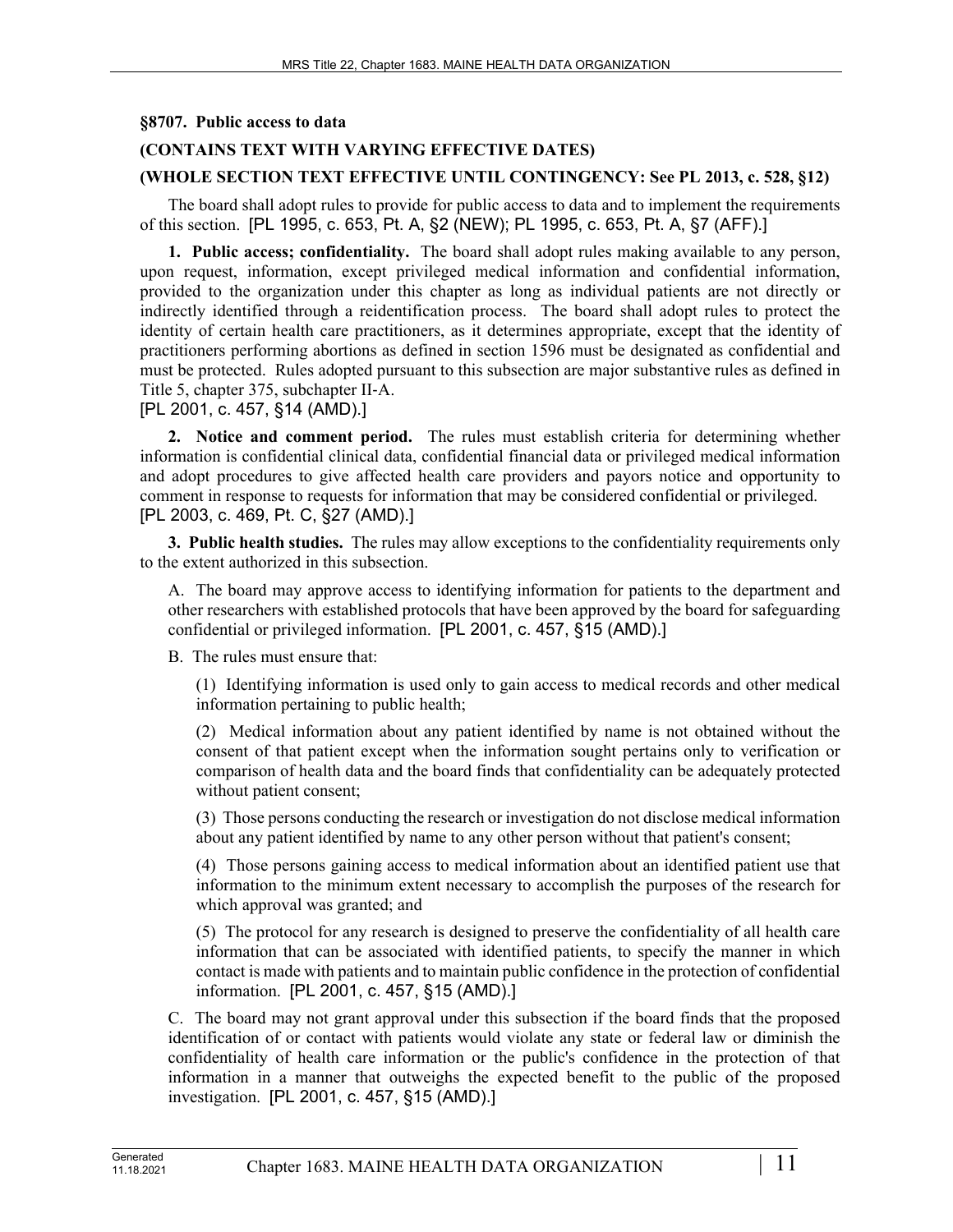**§8707. Public access to data**

**(CONTAINS TEXT WITH VARYING EFFECTIVE DATES)**

**(WHOLE SECTION TEXT EFFECTIVE UNTIL CONTINGENCY: See PL 2013, c. 528, §12)**

The board shall adopt rules to provide for public access to data and to implement the requirements of this section. [PL 1995, c. 653, Pt. A, §2 (NEW); PL 1995, c. 653, Pt. A, §7 (AFF).]

**1. Public access; confidentiality.** The board shall adopt rules making available to any person, upon request, information, except privileged medical information and confidential information, provided to the organization under this chapter as long as individual patients are not directly or indirectly identified through a reidentification process. The board shall adopt rules to protect the identity of certain health care practitioners, as it determines appropriate, except that the identity of practitioners performing abortions as defined in section 1596 must be designated as confidential and must be protected. Rules adopted pursuant to this subsection are major substantive rules as defined in Title 5, chapter 375, subchapter II-A.

[PL 2001, c. 457, §14 (AMD).]

**2. Notice and comment period.** The rules must establish criteria for determining whether information is confidential clinical data, confidential financial data or privileged medical information and adopt procedures to give affected health care providers and payors notice and opportunity to comment in response to requests for information that may be considered confidential or privileged.

[PL 2003, c. 469, Pt. C, §27 (AMD).]

**3. Public health studies.** The rules may allow exceptions to the confidentiality requirements only to the extent authorized in this subsection.

A. The board may approve access to identifying information for patients to the department and other researchers with established protocols that have been approved by the board for safeguarding confidential or privileged information. [PL 2001, c. 457, §15 (AMD).]

B. The rules must ensure that:

(1) Identifying information is used only to gain access to medical records and other medical information pertaining to public health;

(2) Medical information about any patient identified by name is not obtained without the consent of that patient except when the information sought pertains only to verification or comparison of health data and the board finds that confidentiality can be adequately protected without patient consent;

(3) Those persons conducting the research or investigation do not disclose medical information about any patient identified by name to any other person without that patient's consent;

(4) Those persons gaining access to medical information about an identified patient use that information to the minimum extent necessary to accomplish the purposes of the research for which approval was granted; and

(5) The protocol for any research is designed to preserve the confidentiality of all health care information that can be associated with identified patients, to specify the manner in which contact is made with patients and to maintain public confidence in the protection of confidential information. [PL 2001, c. 457, §15 (AMD).]

C. The board may not grant approval under this subsection if the board finds that the proposed identification of or contact with patients would violate any state or federal law or diminish the confidentiality of health care information or the public's confidence in the protection of that information in a manner that outweighs the expected benefit to the public of the proposed investigation. [PL 2001, c. 457, §15 (AMD).]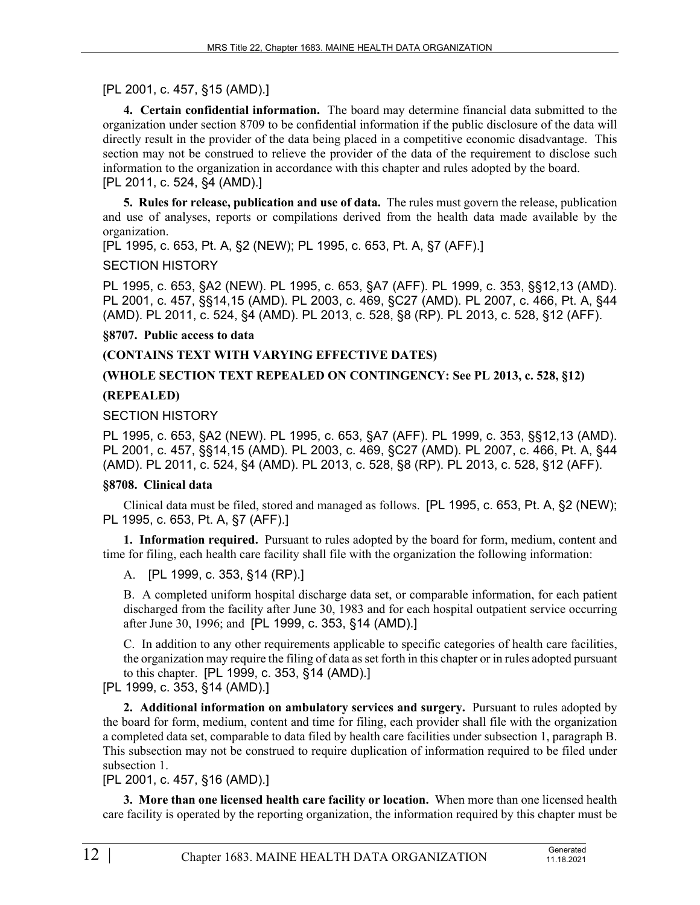[PL 2001, c. 457, §15 (AMD).]

**4. Certain confidential information.** The board may determine financial data submitted to the organization under section 8709 to be confidential information if the public disclosure of the data will directly result in the provider of the data being placed in a competitive economic disadvantage. This section may not be construed to relieve the provider of the data of the requirement to disclose such information to the organization in accordance with this chapter and rules adopted by the board.
[PL 2011, c. 524, §4 (AMD).]

**5. Rules for release, publication and use of data.** The rules must govern the release, publication and use of analyses, reports or compilations derived from the health data made available by the organization.
[PL 1995, c. 653, Pt. A, §2 (NEW); PL 1995, c. 653, Pt. A, §7 (AFF).]

SECTION HISTORY

PL 1995, c. 653, §A2 (NEW). PL 1995, c. 653, §A7 (AFF). PL 1999, c. 353, §§12,13 (AMD). PL 2001, c. 457, §§14,15 (AMD). PL 2003, c. 469, §C27 (AMD). PL 2007, c. 466, Pt. A, §44 (AMD). PL 2011, c. 524, §4 (AMD). PL 2013, c. 528, §8 (RP). PL 2013, c. 528, §12 (AFF).

**§8707. Public access to data**

**(CONTAINS TEXT WITH VARYING EFFECTIVE DATES)**

**(WHOLE SECTION TEXT REPEALED ON CONTINGENCY: See PL 2013, c. 528, §12)**

**(REPEALED)**

SECTION HISTORY

PL 1995, c. 653, §A2 (NEW). PL 1995, c. 653, §A7 (AFF). PL 1999, c. 353, §§12,13 (AMD). PL 2001, c. 457, §§14,15 (AMD). PL 2003, c. 469, §C27 (AMD). PL 2007, c. 466, Pt. A, §44 (AMD). PL 2011, c. 524, §4 (AMD). PL 2013, c. 528, §8 (RP). PL 2013, c. 528, §12 (AFF).

**§8708. Clinical data**

Clinical data must be filed, stored and managed as follows. [PL 1995, c. 653, Pt. A, §2 (NEW); PL 1995, c. 653, Pt. A, §7 (AFF).]

**1. Information required.** Pursuant to rules adopted by the board for form, medium, content and time for filing, each health care facility shall file with the organization the following information:

A. [PL 1999, c. 353, §14 (RP).]

B. A completed uniform hospital discharge data set, or comparable information, for each patient discharged from the facility after June 30, 1983 and for each hospital outpatient service occurring after June 30, 1996; and [PL 1999, c. 353, §14 (AMD).]

C. In addition to any other requirements applicable to specific categories of health care facilities, the organization may require the filing of data as set forth in this chapter or in rules adopted pursuant to this chapter. [PL 1999, c. 353, §14 (AMD).]

[PL 1999, c. 353, §14 (AMD).]

**2. Additional information on ambulatory services and surgery.** Pursuant to rules adopted by the board for form, medium, content and time for filing, each provider shall file with the organization a completed data set, comparable to data filed by health care facilities under subsection 1, paragraph B. This subsection may not be construed to require duplication of information required to be filed under subsection 1.
[PL 2001, c. 457, §16 (AMD).]

**3. More than one licensed health care facility or location.** When more than one licensed health care facility is operated by the reporting organization, the information required by this chapter must be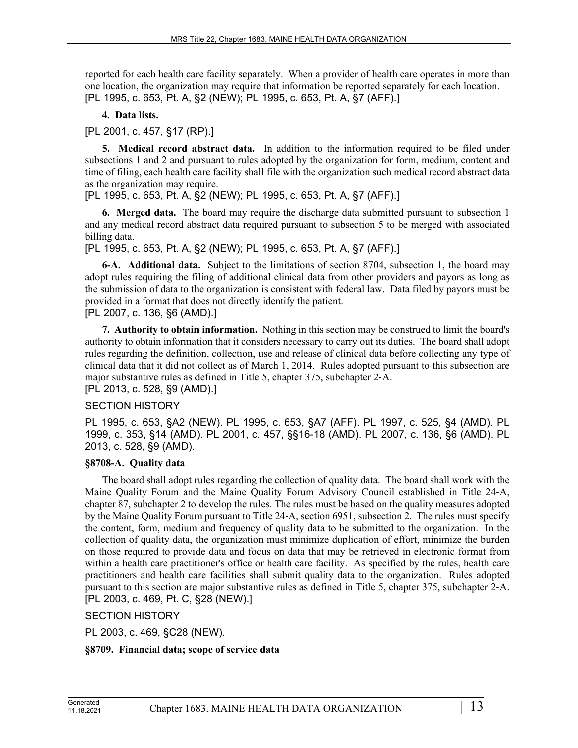reported for each health care facility separately. When a provider of health care operates in more than one location, the organization may require that information be reported separately for each location.
[PL 1995, c. 653, Pt. A, §2 (NEW); PL 1995, c. 653, Pt. A, §7 (AFF).]

**4. Data lists.**

[PL 2001, c. 457, §17 (RP).]

**5. Medical record abstract data.** In addition to the information required to be filed under subsections 1 and 2 and pursuant to rules adopted by the organization for form, medium, content and time of filing, each health care facility shall file with the organization such medical record abstract data as the organization may require.
[PL 1995, c. 653, Pt. A, §2 (NEW); PL 1995, c. 653, Pt. A, §7 (AFF).]

**6. Merged data.** The board may require the discharge data submitted pursuant to subsection 1 and any medical record abstract data required pursuant to subsection 5 to be merged with associated billing data.
[PL 1995, c. 653, Pt. A, §2 (NEW); PL 1995, c. 653, Pt. A, §7 (AFF).]

**6-A. Additional data.** Subject to the limitations of section 8704, subsection 1, the board may adopt rules requiring the filing of additional clinical data from other providers and payors as long as the submission of data to the organization is consistent with federal law. Data filed by payors must be provided in a format that does not directly identify the patient.
[PL 2007, c. 136, §6 (AMD).]

**7. Authority to obtain information.** Nothing in this section may be construed to limit the board's authority to obtain information that it considers necessary to carry out its duties. The board shall adopt rules regarding the definition, collection, use and release of clinical data before collecting any type of clinical data that it did not collect as of March 1, 2014. Rules adopted pursuant to this subsection are major substantive rules as defined in Title 5, chapter 375, subchapter 2-A.
[PL 2013, c. 528, §9 (AMD).]

SECTION HISTORY

PL 1995, c. 653, §A2 (NEW). PL 1995, c. 653, §A7 (AFF). PL 1997, c. 525, §4 (AMD). PL 1999, c. 353, §14 (AMD). PL 2001, c. 457, §§16-18 (AMD). PL 2007, c. 136, §6 (AMD). PL 2013, c. 528, §9 (AMD).

### §8708-A. Quality data

The board shall adopt rules regarding the collection of quality data. The board shall work with the Maine Quality Forum and the Maine Quality Forum Advisory Council established in Title 24-A, chapter 87, subchapter 2 to develop the rules. The rules must be based on the quality measures adopted by the Maine Quality Forum pursuant to Title 24-A, section 6951, subsection 2. The rules must specify the content, form, medium and frequency of quality data to be submitted to the organization. In the collection of quality data, the organization must minimize duplication of effort, minimize the burden on those required to provide data and focus on data that may be retrieved in electronic format from within a health care practitioner's office or health care facility. As specified by the rules, health care practitioners and health care facilities shall submit quality data to the organization. Rules adopted pursuant to this section are major substantive rules as defined in Title 5, chapter 375, subchapter 2-A.
[PL 2003, c. 469, Pt. C, §28 (NEW).]

SECTION HISTORY

PL 2003, c. 469, §C28 (NEW).

### §8709. Financial data; scope of service data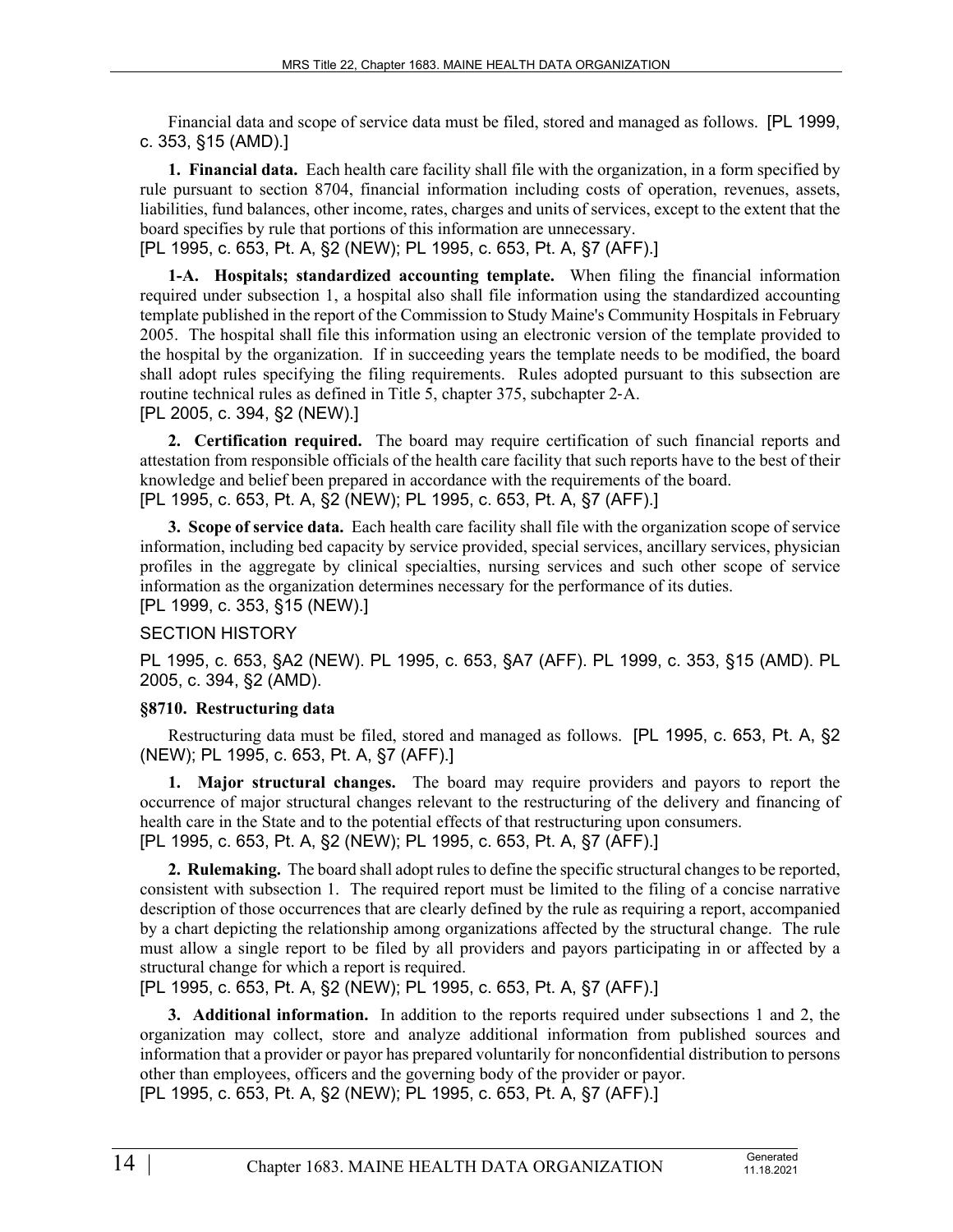Financial data and scope of service data must be filed, stored and managed as follows. [PL 1999, c. 353, §15 (AMD).]

**1. Financial data.** Each health care facility shall file with the organization, in a form specified by rule pursuant to section 8704, financial information including costs of operation, revenues, assets, liabilities, fund balances, other income, rates, charges and units of services, except to the extent that the board specifies by rule that portions of this information are unnecessary.
[PL 1995, c. 653, Pt. A, §2 (NEW); PL 1995, c. 653, Pt. A, §7 (AFF).]

**1-A. Hospitals; standardized accounting template.** When filing the financial information required under subsection 1, a hospital also shall file information using the standardized accounting template published in the report of the Commission to Study Maine's Community Hospitals in February 2005. The hospital shall file this information using an electronic version of the template provided to the hospital by the organization. If in succeeding years the template needs to be modified, the board shall adopt rules specifying the filing requirements. Rules adopted pursuant to this subsection are routine technical rules as defined in Title 5, chapter 375, subchapter 2-A.
[PL 2005, c. 394, §2 (NEW).]

**2. Certification required.** The board may require certification of such financial reports and attestation from responsible officials of the health care facility that such reports have to the best of their knowledge and belief been prepared in accordance with the requirements of the board.
[PL 1995, c. 653, Pt. A, §2 (NEW); PL 1995, c. 653, Pt. A, §7 (AFF).]

**3. Scope of service data.** Each health care facility shall file with the organization scope of service information, including bed capacity by service provided, special services, ancillary services, physician profiles in the aggregate by clinical specialties, nursing services and such other scope of service information as the organization determines necessary for the performance of its duties.
[PL 1999, c. 353, §15 (NEW).]

SECTION HISTORY

PL 1995, c. 653, §A2 (NEW). PL 1995, c. 653, §A7 (AFF). PL 1999, c. 353, §15 (AMD). PL 2005, c. 394, §2 (AMD).

**§8710. Restructuring data**

Restructuring data must be filed, stored and managed as follows. [PL 1995, c. 653, Pt. A, §2 (NEW); PL 1995, c. 653, Pt. A, §7 (AFF).]

**1. Major structural changes.** The board may require providers and payors to report the occurrence of major structural changes relevant to the restructuring of the delivery and financing of health care in the State and to the potential effects of that restructuring upon consumers.
[PL 1995, c. 653, Pt. A, §2 (NEW); PL 1995, c. 653, Pt. A, §7 (AFF).]

**2. Rulemaking.** The board shall adopt rules to define the specific structural changes to be reported, consistent with subsection 1. The required report must be limited to the filing of a concise narrative description of those occurrences that are clearly defined by the rule as requiring a report, accompanied by a chart depicting the relationship among organizations affected by the structural change. The rule must allow a single report to be filed by all providers and payors participating in or affected by a structural change for which a report is required.
[PL 1995, c. 653, Pt. A, §2 (NEW); PL 1995, c. 653, Pt. A, §7 (AFF).]

**3. Additional information.** In addition to the reports required under subsections 1 and 2, the organization may collect, store and analyze additional information from published sources and information that a provider or payor has prepared voluntarily for nonconfidential distribution to persons other than employees, officers and the governing body of the provider or payor.
[PL 1995, c. 653, Pt. A, §2 (NEW); PL 1995, c. 653, Pt. A, §7 (AFF).]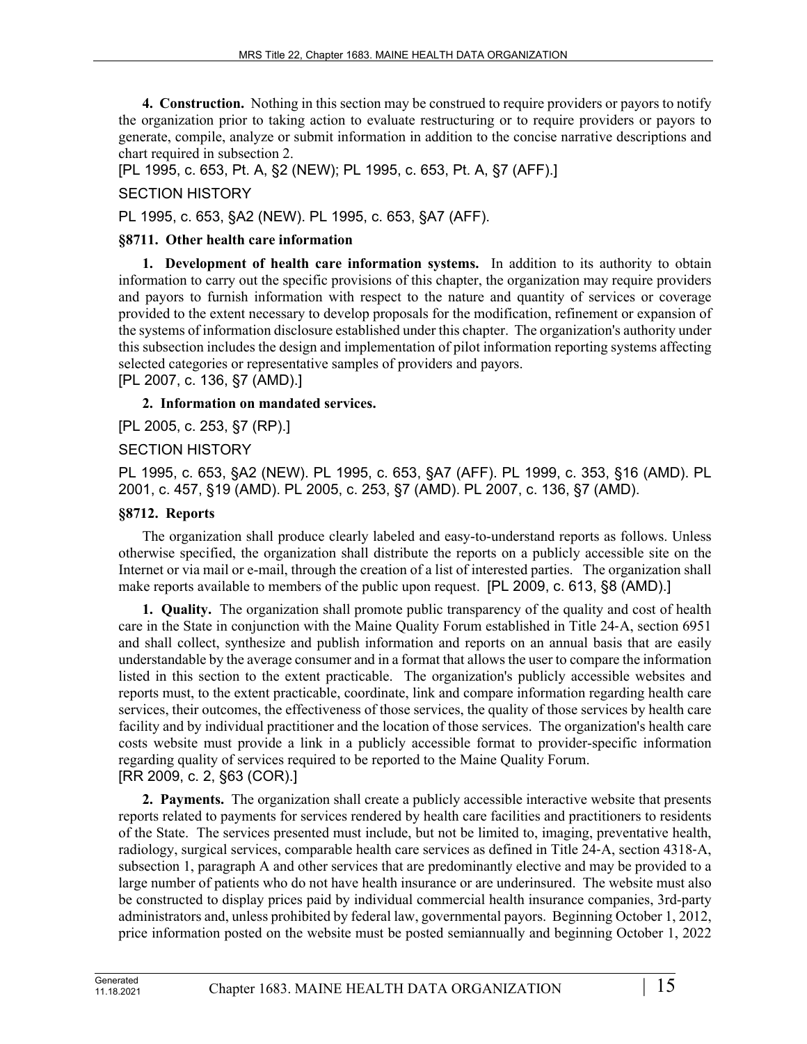**4. Construction.** Nothing in this section may be construed to require providers or payors to notify the organization prior to taking action to evaluate restructuring or to require providers or payors to generate, compile, analyze or submit information in addition to the concise narrative descriptions and chart required in subsection 2.

[PL 1995, c. 653, Pt. A, §2 (NEW); PL 1995, c. 653, Pt. A, §7 (AFF).]

SECTION HISTORY

PL 1995, c. 653, §A2 (NEW). PL 1995, c. 653, §A7 (AFF).

### §8711. Other health care information

**1. Development of health care information systems.** In addition to its authority to obtain information to carry out the specific provisions of this chapter, the organization may require providers and payors to furnish information with respect to the nature and quantity of services or coverage provided to the extent necessary to develop proposals for the modification, refinement or expansion of the systems of information disclosure established under this chapter. The organization's authority under this subsection includes the design and implementation of pilot information reporting systems affecting selected categories or representative samples of providers and payors.

[PL 2007, c. 136, §7 (AMD).]

**2. Information on mandated services.**

[PL 2005, c. 253, §7 (RP).]

SECTION HISTORY

PL 1995, c. 653, §A2 (NEW). PL 1995, c. 653, §A7 (AFF). PL 1999, c. 353, §16 (AMD). PL 2001, c. 457, §19 (AMD). PL 2005, c. 253, §7 (AMD). PL 2007, c. 136, §7 (AMD).

### §8712. Reports

The organization shall produce clearly labeled and easy-to-understand reports as follows. Unless otherwise specified, the organization shall distribute the reports on a publicly accessible site on the Internet or via mail or e-mail, through the creation of a list of interested parties. The organization shall make reports available to members of the public upon request. [PL 2009, c. 613, §8 (AMD).]

**1. Quality.** The organization shall promote public transparency of the quality and cost of health care in the State in conjunction with the Maine Quality Forum established in Title 24-A, section 6951 and shall collect, synthesize and publish information and reports on an annual basis that are easily understandable by the average consumer and in a format that allows the user to compare the information listed in this section to the extent practicable. The organization's publicly accessible websites and reports must, to the extent practicable, coordinate, link and compare information regarding health care services, their outcomes, the effectiveness of those services, the quality of those services by health care facility and by individual practitioner and the location of those services. The organization's health care costs website must provide a link in a publicly accessible format to provider-specific information regarding quality of services required to be reported to the Maine Quality Forum.

[RR 2009, c. 2, §63 (COR).]

**2. Payments.** The organization shall create a publicly accessible interactive website that presents reports related to payments for services rendered by health care facilities and practitioners to residents of the State. The services presented must include, but not be limited to, imaging, preventative health, radiology, surgical services, comparable health care services as defined in Title 24-A, section 4318-A, subsection 1, paragraph A and other services that are predominantly elective and may be provided to a large number of patients who do not have health insurance or are underinsured. The website must also be constructed to display prices paid by individual commercial health insurance companies, 3rd-party administrators and, unless prohibited by federal law, governmental payors. Beginning October 1, 2012, price information posted on the website must be posted semiannually and beginning October 1, 2022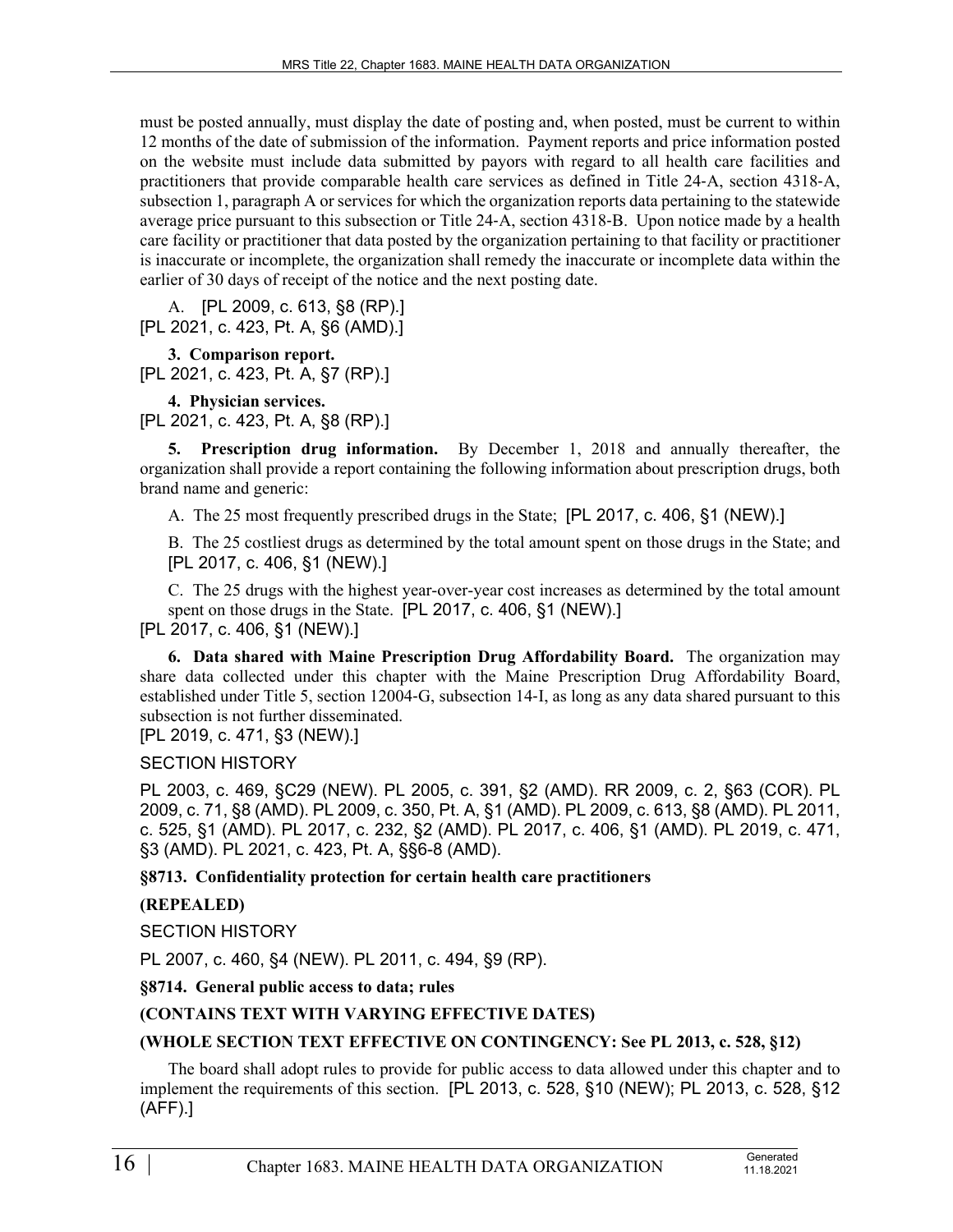must be posted annually, must display the date of posting and, when posted, must be current to within 12 months of the date of submission of the information. Payment reports and price information posted on the website must include data submitted by payors with regard to all health care facilities and practitioners that provide comparable health care services as defined in Title 24-A, section 4318-A, subsection 1, paragraph A or services for which the organization reports data pertaining to the statewide average price pursuant to this subsection or Title 24-A, section 4318-B. Upon notice made by a health care facility or practitioner that data posted by the organization pertaining to that facility or practitioner is inaccurate or incomplete, the organization shall remedy the inaccurate or incomplete data within the earlier of 30 days of receipt of the notice and the next posting date.

A. [PL 2009, c. 613, §8 (RP).]
[PL 2021, c. 423, Pt. A, §6 (AMD).]

**3. Comparison report.**
[PL 2021, c. 423, Pt. A, §7 (RP).]

**4. Physician services.**
[PL 2021, c. 423, Pt. A, §8 (RP).]

**5. Prescription drug information.** By December 1, 2018 and annually thereafter, the organization shall provide a report containing the following information about prescription drugs, both brand name and generic:

A. The 25 most frequently prescribed drugs in the State; [PL 2017, c. 406, §1 (NEW).]

B. The 25 costliest drugs as determined by the total amount spent on those drugs in the State; and [PL 2017, c. 406, §1 (NEW).]

C. The 25 drugs with the highest year-over-year cost increases as determined by the total amount spent on those drugs in the State. [PL 2017, c. 406, §1 (NEW).]
[PL 2017, c. 406, §1 (NEW).]

**6. Data shared with Maine Prescription Drug Affordability Board.** The organization may share data collected under this chapter with the Maine Prescription Drug Affordability Board, established under Title 5, section 12004-G, subsection 14-I, as long as any data shared pursuant to this subsection is not further disseminated.
[PL 2019, c. 471, §3 (NEW).]

SECTION HISTORY

PL 2003, c. 469, §C29 (NEW). PL 2005, c. 391, §2 (AMD). RR 2009, c. 2, §63 (COR). PL 2009, c. 71, §8 (AMD). PL 2009, c. 350, Pt. A, §1 (AMD). PL 2009, c. 613, §8 (AMD). PL 2011, c. 525, §1 (AMD). PL 2017, c. 232, §2 (AMD). PL 2017, c. 406, §1 (AMD). PL 2019, c. 471, §3 (AMD). PL 2021, c. 423, Pt. A, §§6-8 (AMD).

### §8713. Confidentiality protection for certain health care practitioners

**(REPEALED)**

SECTION HISTORY

PL 2007, c. 460, §4 (NEW). PL 2011, c. 494, §9 (RP).

### §8714. General public access to data; rules

**(CONTAINS TEXT WITH VARYING EFFECTIVE DATES)**

**(WHOLE SECTION TEXT EFFECTIVE ON CONTINGENCY: See PL 2013, c. 528, §12)**

The board shall adopt rules to provide for public access to data allowed under this chapter and to implement the requirements of this section. [PL 2013, c. 528, §10 (NEW); PL 2013, c. 528, §12 (AFF).]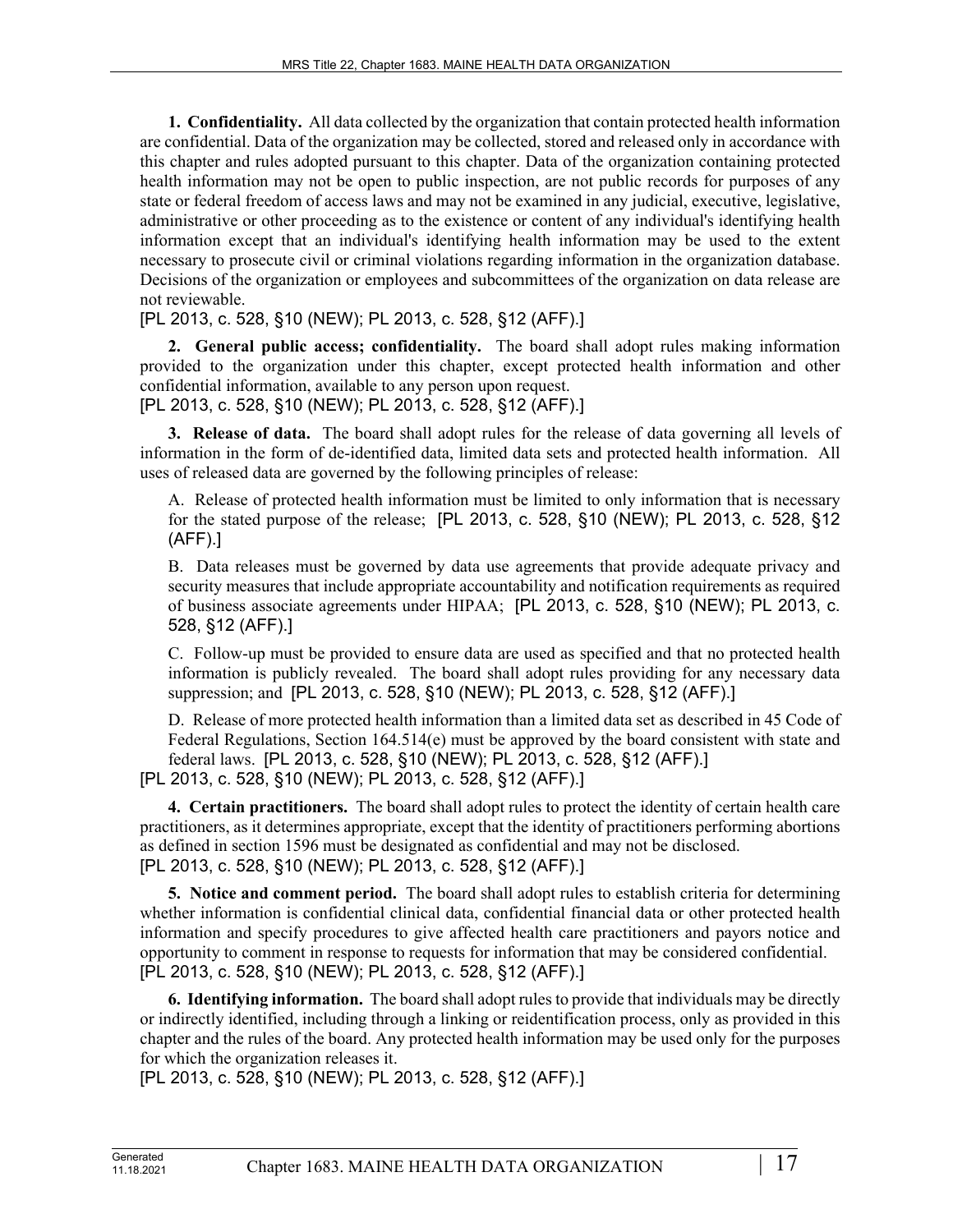**1. Confidentiality.** All data collected by the organization that contain protected health information are confidential. Data of the organization may be collected, stored and released only in accordance with this chapter and rules adopted pursuant to this chapter. Data of the organization containing protected health information may not be open to public inspection, are not public records for purposes of any state or federal freedom of access laws and may not be examined in any judicial, executive, legislative, administrative or other proceeding as to the existence or content of any individual's identifying health information except that an individual's identifying health information may be used to the extent necessary to prosecute civil or criminal violations regarding information in the organization database. Decisions of the organization or employees and subcommittees of the organization on data release are not reviewable.

[PL 2013, c. 528, §10 (NEW); PL 2013, c. 528, §12 (AFF).]

**2. General public access; confidentiality.** The board shall adopt rules making information provided to the organization under this chapter, except protected health information and other confidential information, available to any person upon request.

[PL 2013, c. 528, §10 (NEW); PL 2013, c. 528, §12 (AFF).]

**3. Release of data.** The board shall adopt rules for the release of data governing all levels of information in the form of de-identified data, limited data sets and protected health information. All uses of released data are governed by the following principles of release:

A. Release of protected health information must be limited to only information that is necessary for the stated purpose of the release; [PL 2013, c. 528, §10 (NEW); PL 2013, c. 528, §12 (AFF).]

B. Data releases must be governed by data use agreements that provide adequate privacy and security measures that include appropriate accountability and notification requirements as required of business associate agreements under HIPAA; [PL 2013, c. 528, §10 (NEW); PL 2013, c. 528, §12 (AFF).]

C. Follow-up must be provided to ensure data are used as specified and that no protected health information is publicly revealed. The board shall adopt rules providing for any necessary data suppression; and [PL 2013, c. 528, §10 (NEW); PL 2013, c. 528, §12 (AFF).]

D. Release of more protected health information than a limited data set as described in 45 Code of Federal Regulations, Section 164.514(e) must be approved by the board consistent with state and federal laws. [PL 2013, c. 528, §10 (NEW); PL 2013, c. 528, §12 (AFF).]

[PL 2013, c. 528, §10 (NEW); PL 2013, c. 528, §12 (AFF).]

**4. Certain practitioners.** The board shall adopt rules to protect the identity of certain health care practitioners, as it determines appropriate, except that the identity of practitioners performing abortions as defined in section 1596 must be designated as confidential and may not be disclosed.

[PL 2013, c. 528, §10 (NEW); PL 2013, c. 528, §12 (AFF).]

**5. Notice and comment period.** The board shall adopt rules to establish criteria for determining whether information is confidential clinical data, confidential financial data or other protected health information and specify procedures to give affected health care practitioners and payors notice and opportunity to comment in response to requests for information that may be considered confidential.

[PL 2013, c. 528, §10 (NEW); PL 2013, c. 528, §12 (AFF).]

**6. Identifying information.** The board shall adopt rules to provide that individuals may be directly or indirectly identified, including through a linking or reidentification process, only as provided in this chapter and the rules of the board. Any protected health information may be used only for the purposes for which the organization releases it.

[PL 2013, c. 528, §10 (NEW); PL 2013, c. 528, §12 (AFF).]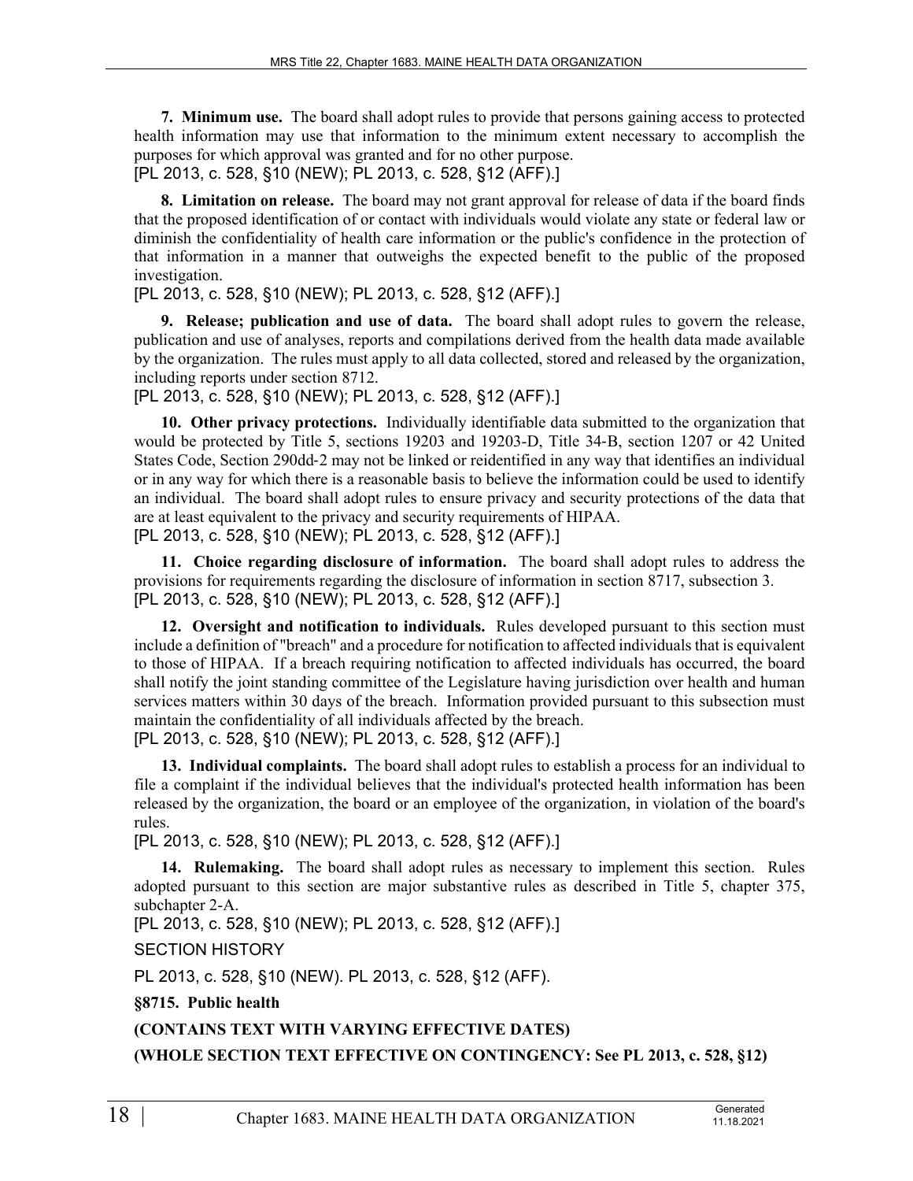**7. Minimum use.** The board shall adopt rules to provide that persons gaining access to protected health information may use that information to the minimum extent necessary to accomplish the purposes for which approval was granted and for no other purpose.

[PL 2013, c. 528, §10 (NEW); PL 2013, c. 528, §12 (AFF).]

**8. Limitation on release.** The board may not grant approval for release of data if the board finds that the proposed identification of or contact with individuals would violate any state or federal law or diminish the confidentiality of health care information or the public's confidence in the protection of that information in a manner that outweighs the expected benefit to the public of the proposed investigation.

[PL 2013, c. 528, §10 (NEW); PL 2013, c. 528, §12 (AFF).]

**9. Release; publication and use of data.** The board shall adopt rules to govern the release, publication and use of analyses, reports and compilations derived from the health data made available by the organization. The rules must apply to all data collected, stored and released by the organization, including reports under section 8712.

[PL 2013, c. 528, §10 (NEW); PL 2013, c. 528, §12 (AFF).]

**10. Other privacy protections.** Individually identifiable data submitted to the organization that would be protected by Title 5, sections 19203 and 19203-D, Title 34-B, section 1207 or 42 United States Code, Section 290dd-2 may not be linked or reidentified in any way that identifies an individual or in any way for which there is a reasonable basis to believe the information could be used to identify an individual. The board shall adopt rules to ensure privacy and security protections of the data that are at least equivalent to the privacy and security requirements of HIPAA.

[PL 2013, c. 528, §10 (NEW); PL 2013, c. 528, §12 (AFF).]

**11. Choice regarding disclosure of information.** The board shall adopt rules to address the provisions for requirements regarding the disclosure of information in section 8717, subsection 3.

[PL 2013, c. 528, §10 (NEW); PL 2013, c. 528, §12 (AFF).]

**12. Oversight and notification to individuals.** Rules developed pursuant to this section must include a definition of "breach" and a procedure for notification to affected individuals that is equivalent to those of HIPAA. If a breach requiring notification to affected individuals has occurred, the board shall notify the joint standing committee of the Legislature having jurisdiction over health and human services matters within 30 days of the breach. Information provided pursuant to this subsection must maintain the confidentiality of all individuals affected by the breach.

[PL 2013, c. 528, §10 (NEW); PL 2013, c. 528, §12 (AFF).]

**13. Individual complaints.** The board shall adopt rules to establish a process for an individual to file a complaint if the individual believes that the individual's protected health information has been released by the organization, the board or an employee of the organization, in violation of the board's rules.

[PL 2013, c. 528, §10 (NEW); PL 2013, c. 528, §12 (AFF).]

**14. Rulemaking.** The board shall adopt rules as necessary to implement this section. Rules adopted pursuant to this section are major substantive rules as described in Title 5, chapter 375, subchapter 2-A.

[PL 2013, c. 528, §10 (NEW); PL 2013, c. 528, §12 (AFF).]

SECTION HISTORY

PL 2013, c. 528, §10 (NEW). PL 2013, c. 528, §12 (AFF).

**§8715. Public health**

**(CONTAINS TEXT WITH VARYING EFFECTIVE DATES)**

**(WHOLE SECTION TEXT EFFECTIVE ON CONTINGENCY: See PL 2013, c. 528, §12)**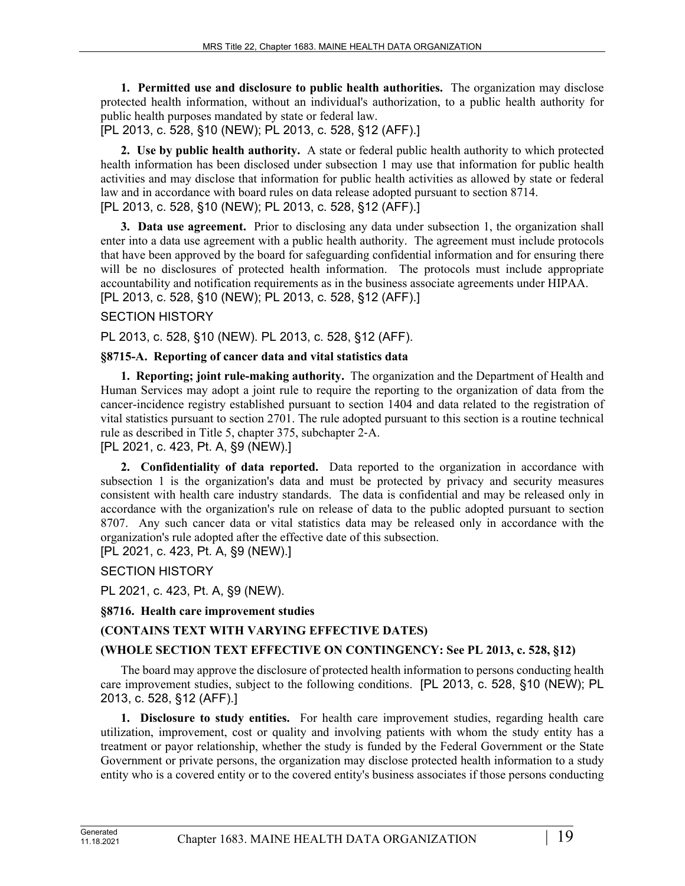**1. Permitted use and disclosure to public health authorities.** The organization may disclose protected health information, without an individual's authorization, to a public health authority for public health purposes mandated by state or federal law.
[PL 2013, c. 528, §10 (NEW); PL 2013, c. 528, §12 (AFF).]

**2. Use by public health authority.** A state or federal public health authority to which protected health information has been disclosed under subsection 1 may use that information for public health activities and may disclose that information for public health activities as allowed by state or federal law and in accordance with board rules on data release adopted pursuant to section 8714.
[PL 2013, c. 528, §10 (NEW); PL 2013, c. 528, §12 (AFF).]

**3. Data use agreement.** Prior to disclosing any data under subsection 1, the organization shall enter into a data use agreement with a public health authority. The agreement must include protocols that have been approved by the board for safeguarding confidential information and for ensuring there will be no disclosures of protected health information. The protocols must include appropriate accountability and notification requirements as in the business associate agreements under HIPAA.
[PL 2013, c. 528, §10 (NEW); PL 2013, c. 528, §12 (AFF).]

SECTION HISTORY

PL 2013, c. 528, §10 (NEW). PL 2013, c. 528, §12 (AFF).

### §8715-A. Reporting of cancer data and vital statistics data

**1. Reporting; joint rule-making authority.** The organization and the Department of Health and Human Services may adopt a joint rule to require the reporting to the organization of data from the cancer-incidence registry established pursuant to section 1404 and data related to the registration of vital statistics pursuant to section 2701. The rule adopted pursuant to this section is a routine technical rule as described in Title 5, chapter 375, subchapter 2-A.
[PL 2021, c. 423, Pt. A, §9 (NEW).]

**2. Confidentiality of data reported.** Data reported to the organization in accordance with subsection 1 is the organization's data and must be protected by privacy and security measures consistent with health care industry standards. The data is confidential and may be released only in accordance with the organization's rule on release of data to the public adopted pursuant to section 8707. Any such cancer data or vital statistics data may be released only in accordance with the organization's rule adopted after the effective date of this subsection.
[PL 2021, c. 423, Pt. A, §9 (NEW).]

SECTION HISTORY

PL 2021, c. 423, Pt. A, §9 (NEW).

### §8716. Health care improvement studies

**(CONTAINS TEXT WITH VARYING EFFECTIVE DATES)**

**(WHOLE SECTION TEXT EFFECTIVE ON CONTINGENCY: See PL 2013, c. 528, §12)**

The board may approve the disclosure of protected health information to persons conducting health care improvement studies, subject to the following conditions. [PL 2013, c. 528, §10 (NEW); PL 2013, c. 528, §12 (AFF).]

**1. Disclosure to study entities.** For health care improvement studies, regarding health care utilization, improvement, cost or quality and involving patients with whom the study entity has a treatment or payor relationship, whether the study is funded by the Federal Government or the State Government or private persons, the organization may disclose protected health information to a study entity who is a covered entity or to the covered entity's business associates if those persons conducting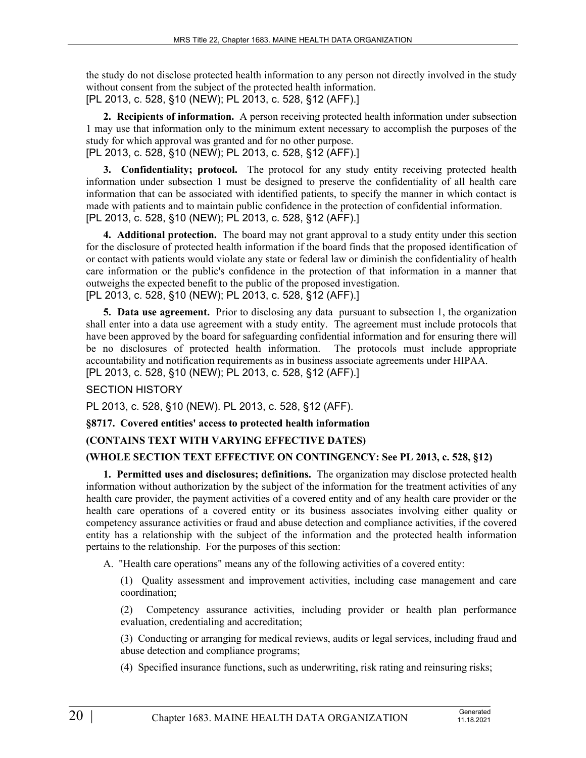the study do not disclose protected health information to any person not directly involved in the study without consent from the subject of the protected health information.
[PL 2013, c. 528, §10 (NEW); PL 2013, c. 528, §12 (AFF).]

**2. Recipients of information.** A person receiving protected health information under subsection 1 may use that information only to the minimum extent necessary to accomplish the purposes of the study for which approval was granted and for no other purpose.
[PL 2013, c. 528, §10 (NEW); PL 2013, c. 528, §12 (AFF).]

**3. Confidentiality; protocol.** The protocol for any study entity receiving protected health information under subsection 1 must be designed to preserve the confidentiality of all health care information that can be associated with identified patients, to specify the manner in which contact is made with patients and to maintain public confidence in the protection of confidential information.
[PL 2013, c. 528, §10 (NEW); PL 2013, c. 528, §12 (AFF).]

**4. Additional protection.** The board may not grant approval to a study entity under this section for the disclosure of protected health information if the board finds that the proposed identification of or contact with patients would violate any state or federal law or diminish the confidentiality of health care information or the public's confidence in the protection of that information in a manner that outweighs the expected benefit to the public of the proposed investigation.
[PL 2013, c. 528, §10 (NEW); PL 2013, c. 528, §12 (AFF).]

**5. Data use agreement.** Prior to disclosing any data pursuant to subsection 1, the organization shall enter into a data use agreement with a study entity. The agreement must include protocols that have been approved by the board for safeguarding confidential information and for ensuring there will be no disclosures of protected health information. The protocols must include appropriate accountability and notification requirements as in business associate agreements under HIPAA.
[PL 2013, c. 528, §10 (NEW); PL 2013, c. 528, §12 (AFF).]

SECTION HISTORY

PL 2013, c. 528, §10 (NEW). PL 2013, c. 528, §12 (AFF).

**§8717. Covered entities' access to protected health information**

**(CONTAINS TEXT WITH VARYING EFFECTIVE DATES)**

**(WHOLE SECTION TEXT EFFECTIVE ON CONTINGENCY: See PL 2013, c. 528, §12)**

**1. Permitted uses and disclosures; definitions.** The organization may disclose protected health information without authorization by the subject of the information for the treatment activities of any health care provider, the payment activities of a covered entity and of any health care provider or the health care operations of a covered entity or its business associates involving either quality or competency assurance activities or fraud and abuse detection and compliance activities, if the covered entity has a relationship with the subject of the information and the protected health information pertains to the relationship. For the purposes of this section:

A. "Health care operations" means any of the following activities of a covered entity:

(1) Quality assessment and improvement activities, including case management and care coordination;

(2) Competency assurance activities, including provider or health plan performance evaluation, credentialing and accreditation;

(3) Conducting or arranging for medical reviews, audits or legal services, including fraud and abuse detection and compliance programs;

(4) Specified insurance functions, such as underwriting, risk rating and reinsuring risks;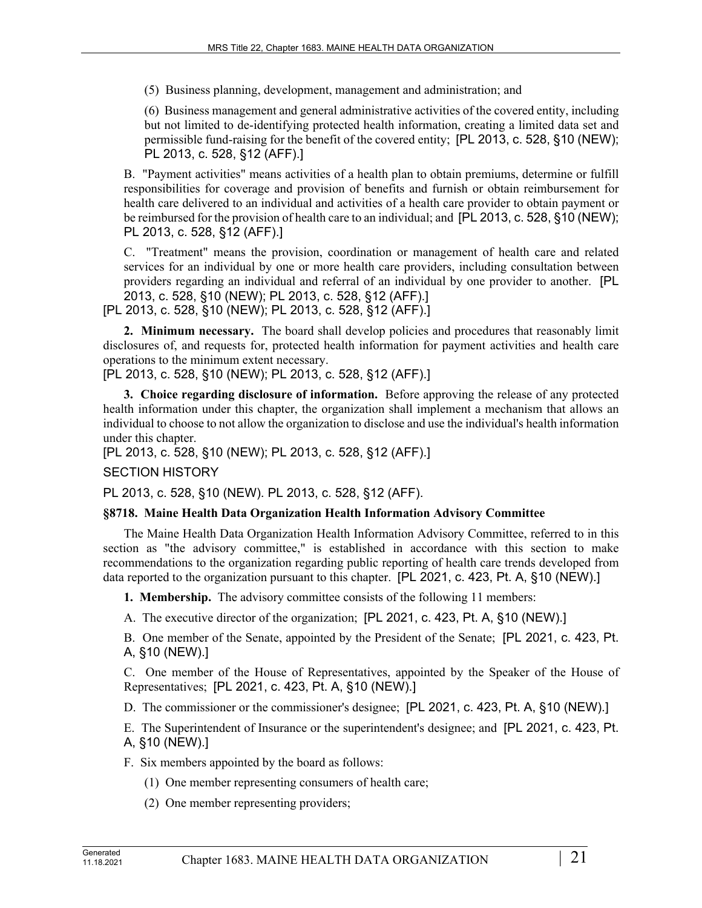(5) Business planning, development, management and administration; and

(6) Business management and general administrative activities of the covered entity, including but not limited to de-identifying protected health information, creating a limited data set and permissible fund-raising for the benefit of the covered entity; [PL 2013, c. 528, §10 (NEW); PL 2013, c. 528, §12 (AFF).]

B. "Payment activities" means activities of a health plan to obtain premiums, determine or fulfill responsibilities for coverage and provision of benefits and furnish or obtain reimbursement for health care delivered to an individual and activities of a health care provider to obtain payment or be reimbursed for the provision of health care to an individual; and [PL 2013, c. 528, §10 (NEW); PL 2013, c. 528, §12 (AFF).]

C. "Treatment" means the provision, coordination or management of health care and related services for an individual by one or more health care providers, including consultation between providers regarding an individual and referral of an individual by one provider to another. [PL 2013, c. 528, §10 (NEW); PL 2013, c. 528, §12 (AFF).]

[PL 2013, c. 528, §10 (NEW); PL 2013, c. 528, §12 (AFF).]

**2. Minimum necessary.** The board shall develop policies and procedures that reasonably limit disclosures of, and requests for, protected health information for payment activities and health care operations to the minimum extent necessary.

[PL 2013, c. 528, §10 (NEW); PL 2013, c. 528, §12 (AFF).]

**3. Choice regarding disclosure of information.** Before approving the release of any protected health information under this chapter, the organization shall implement a mechanism that allows an individual to choose to not allow the organization to disclose and use the individual's health information under this chapter.

[PL 2013, c. 528, §10 (NEW); PL 2013, c. 528, §12 (AFF).]

SECTION HISTORY

PL 2013, c. 528, §10 (NEW). PL 2013, c. 528, §12 (AFF).

### §8718. Maine Health Data Organization Health Information Advisory Committee

The Maine Health Data Organization Health Information Advisory Committee, referred to in this section as "the advisory committee," is established in accordance with this section to make recommendations to the organization regarding public reporting of health care trends developed from data reported to the organization pursuant to this chapter. [PL 2021, c. 423, Pt. A, §10 (NEW).]

**1. Membership.** The advisory committee consists of the following 11 members:

A. The executive director of the organization; [PL 2021, c. 423, Pt. A, §10 (NEW).]

B. One member of the Senate, appointed by the President of the Senate; [PL 2021, c. 423, Pt. A, §10 (NEW).]

C. One member of the House of Representatives, appointed by the Speaker of the House of Representatives; [PL 2021, c. 423, Pt. A, §10 (NEW).]

D. The commissioner or the commissioner's designee; [PL 2021, c. 423, Pt. A, §10 (NEW).]

E. The Superintendent of Insurance or the superintendent's designee; and [PL 2021, c. 423, Pt. A, §10 (NEW).]

F. Six members appointed by the board as follows:

(1) One member representing consumers of health care;

(2) One member representing providers;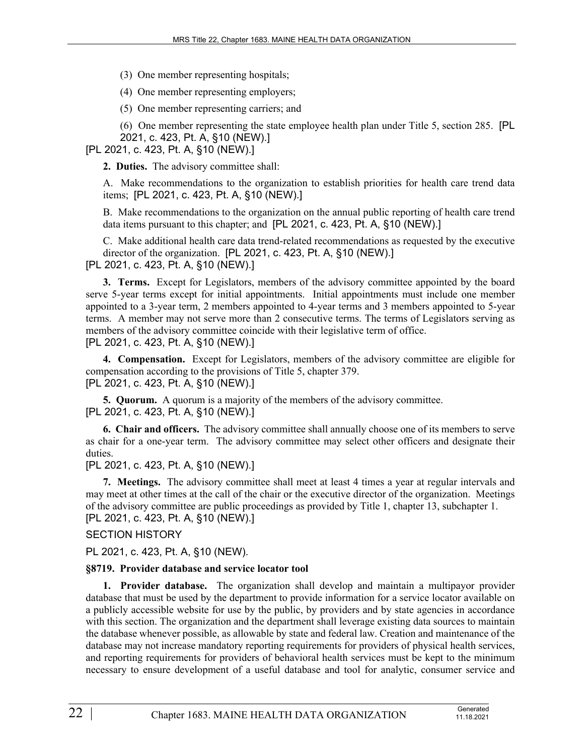(3) One member representing hospitals;

(4) One member representing employers;

(5) One member representing carriers; and

(6) One member representing the state employee health plan under Title 5, section 285. [PL 2021, c. 423, Pt. A, §10 (NEW).]

[PL 2021, c. 423, Pt. A, §10 (NEW).]

**2. Duties.** The advisory committee shall:

A. Make recommendations to the organization to establish priorities for health care trend data items; [PL 2021, c. 423, Pt. A, §10 (NEW).]

B. Make recommendations to the organization on the annual public reporting of health care trend data items pursuant to this chapter; and [PL 2021, c. 423, Pt. A, §10 (NEW).]

C. Make additional health care data trend-related recommendations as requested by the executive director of the organization. [PL 2021, c. 423, Pt. A, §10 (NEW).]

[PL 2021, c. 423, Pt. A, §10 (NEW).]

**3. Terms.** Except for Legislators, members of the advisory committee appointed by the board serve 5-year terms except for initial appointments. Initial appointments must include one member appointed to a 3-year term, 2 members appointed to 4-year terms and 3 members appointed to 5-year terms. A member may not serve more than 2 consecutive terms. The terms of Legislators serving as members of the advisory committee coincide with their legislative term of office.

[PL 2021, c. 423, Pt. A, §10 (NEW).]

**4. Compensation.** Except for Legislators, members of the advisory committee are eligible for compensation according to the provisions of Title 5, chapter 379.

[PL 2021, c. 423, Pt. A, §10 (NEW).]

**5. Quorum.** A quorum is a majority of the members of the advisory committee.

[PL 2021, c. 423, Pt. A, §10 (NEW).]

**6. Chair and officers.** The advisory committee shall annually choose one of its members to serve as chair for a one-year term. The advisory committee may select other officers and designate their duties.

[PL 2021, c. 423, Pt. A, §10 (NEW).]

**7. Meetings.** The advisory committee shall meet at least 4 times a year at regular intervals and may meet at other times at the call of the chair or the executive director of the organization. Meetings of the advisory committee are public proceedings as provided by Title 1, chapter 13, subchapter 1.

[PL 2021, c. 423, Pt. A, §10 (NEW).]

SECTION HISTORY

PL 2021, c. 423, Pt. A, §10 (NEW).

**§8719. Provider database and service locator tool**

**1. Provider database.** The organization shall develop and maintain a multipayor provider database that must be used by the department to provide information for a service locator available on a publicly accessible website for use by the public, by providers and by state agencies in accordance with this section. The organization and the department shall leverage existing data sources to maintain the database whenever possible, as allowable by state and federal law. Creation and maintenance of the database may not increase mandatory reporting requirements for providers of physical health services, and reporting requirements for providers of behavioral health services must be kept to the minimum necessary to ensure development of a useful database and tool for analytic, consumer service and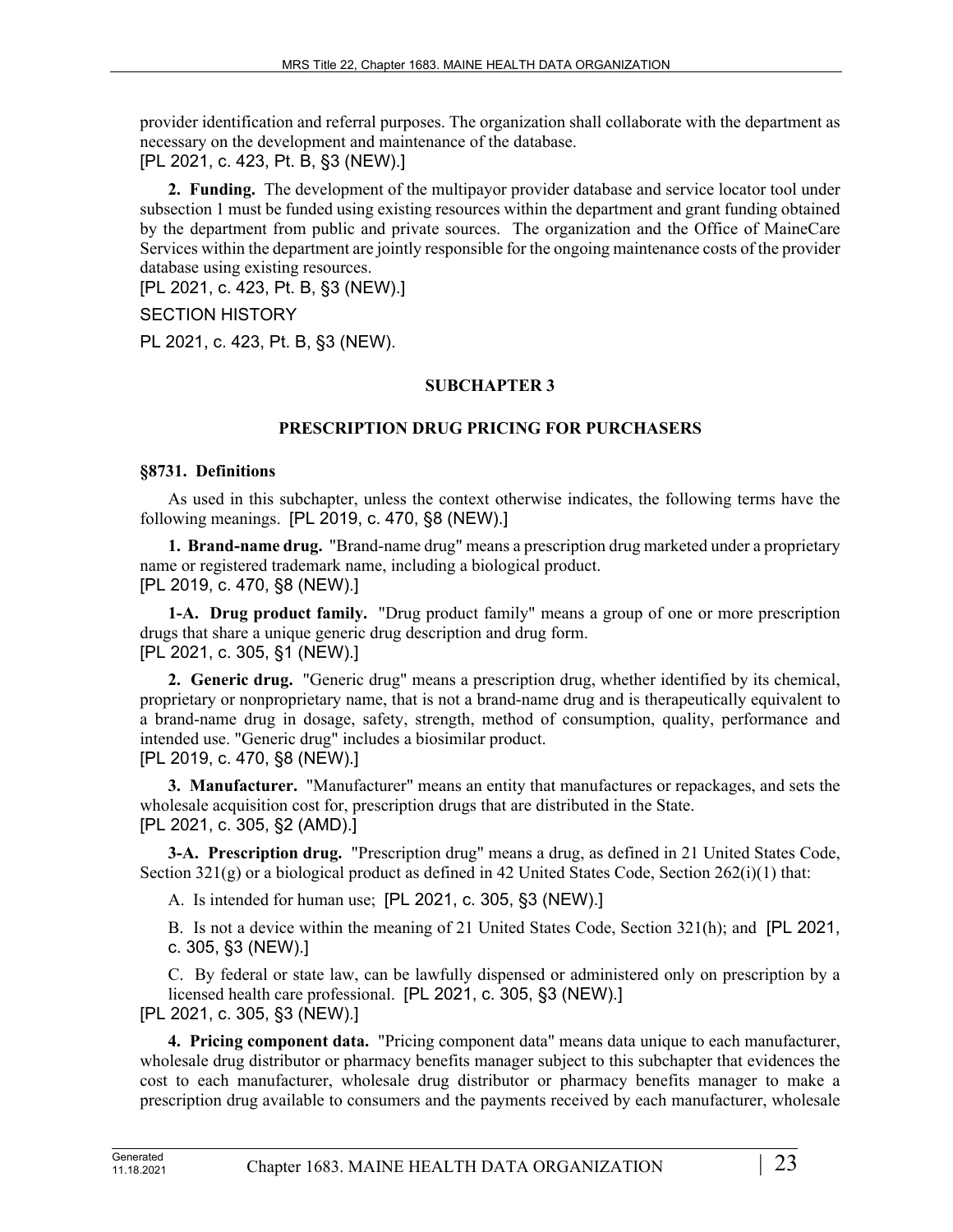provider identification and referral purposes. The organization shall collaborate with the department as necessary on the development and maintenance of the database.
[PL 2021, c. 423, Pt. B, §3 (NEW).]

**2. Funding.** The development of the multipayor provider database and service locator tool under subsection 1 must be funded using existing resources within the department and grant funding obtained by the department from public and private sources. The organization and the Office of MaineCare Services within the department are jointly responsible for the ongoing maintenance costs of the provider database using existing resources.
[PL 2021, c. 423, Pt. B, §3 (NEW).]

SECTION HISTORY

PL 2021, c. 423, Pt. B, §3 (NEW).

## SUBCHAPTER 3

## PRESCRIPTION DRUG PRICING FOR PURCHASERS

### §8731. Definitions

As used in this subchapter, unless the context otherwise indicates, the following terms have the following meanings. [PL 2019, c. 470, §8 (NEW).]

**1. Brand-name drug.** "Brand-name drug" means a prescription drug marketed under a proprietary name or registered trademark name, including a biological product.
[PL 2019, c. 470, §8 (NEW).]

**1-A. Drug product family.** "Drug product family" means a group of one or more prescription drugs that share a unique generic drug description and drug form.
[PL 2021, c. 305, §1 (NEW).]

**2. Generic drug.** "Generic drug" means a prescription drug, whether identified by its chemical, proprietary or nonproprietary name, that is not a brand-name drug and is therapeutically equivalent to a brand-name drug in dosage, safety, strength, method of consumption, quality, performance and intended use. "Generic drug" includes a biosimilar product.
[PL 2019, c. 470, §8 (NEW).]

**3. Manufacturer.** "Manufacturer" means an entity that manufactures or repackages, and sets the wholesale acquisition cost for, prescription drugs that are distributed in the State.
[PL 2021, c. 305, §2 (AMD).]

**3-A. Prescription drug.** "Prescription drug" means a drug, as defined in 21 United States Code, Section 321(g) or a biological product as defined in 42 United States Code, Section 262(i)(1) that:

A. Is intended for human use; [PL 2021, c. 305, §3 (NEW).]

B. Is not a device within the meaning of 21 United States Code, Section 321(h); and [PL 2021, c. 305, §3 (NEW).]

C. By federal or state law, can be lawfully dispensed or administered only on prescription by a licensed health care professional. [PL 2021, c. 305, §3 (NEW).]

[PL 2021, c. 305, §3 (NEW).]

**4. Pricing component data.** "Pricing component data" means data unique to each manufacturer, wholesale drug distributor or pharmacy benefits manager subject to this subchapter that evidences the cost to each manufacturer, wholesale drug distributor or pharmacy benefits manager to make a prescription drug available to consumers and the payments received by each manufacturer, wholesale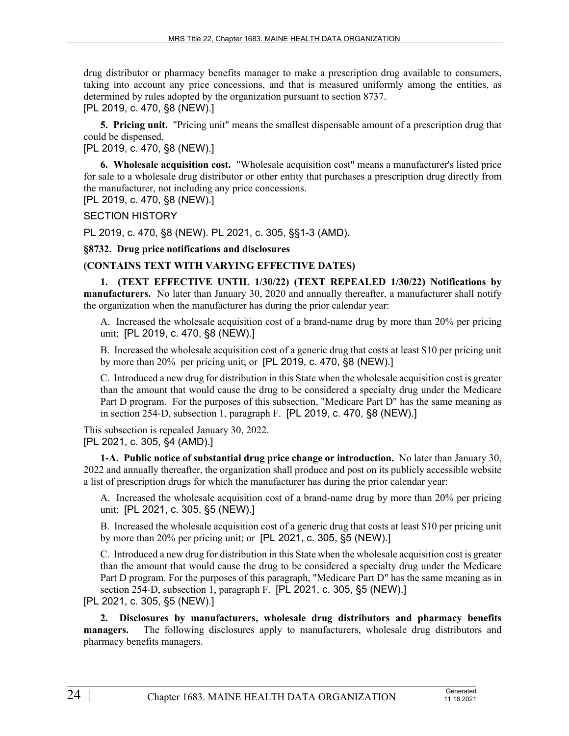drug distributor or pharmacy benefits manager to make a prescription drug available to consumers, taking into account any price concessions, and that is measured uniformly among the entities, as determined by rules adopted by the organization pursuant to section 8737.
[PL 2019, c. 470, §8 (NEW).]

**5. Pricing unit.** "Pricing unit" means the smallest dispensable amount of a prescription drug that could be dispensed.
[PL 2019, c. 470, §8 (NEW).]

**6. Wholesale acquisition cost.** "Wholesale acquisition cost" means a manufacturer's listed price for sale to a wholesale drug distributor or other entity that purchases a prescription drug directly from the manufacturer, not including any price concessions.
[PL 2019, c. 470, §8 (NEW).]

SECTION HISTORY

PL 2019, c. 470, §8 (NEW). PL 2021, c. 305, §§1-3 (AMD).

**§8732. Drug price notifications and disclosures**

**(CONTAINS TEXT WITH VARYING EFFECTIVE DATES)**

**1. (TEXT EFFECTIVE UNTIL 1/30/22) (TEXT REPEALED 1/30/22) Notifications by manufacturers.** No later than January 30, 2020 and annually thereafter, a manufacturer shall notify the organization when the manufacturer has during the prior calendar year:

A. Increased the wholesale acquisition cost of a brand-name drug by more than 20% per pricing unit; [PL 2019, c. 470, §8 (NEW).]

B. Increased the wholesale acquisition cost of a generic drug that costs at least $10 per pricing unit by more than 20% per pricing unit; or [PL 2019, c. 470, §8 (NEW).]

C. Introduced a new drug for distribution in this State when the wholesale acquisition cost is greater than the amount that would cause the drug to be considered a specialty drug under the Medicare Part D program. For the purposes of this subsection, "Medicare Part D" has the same meaning as in section 254-D, subsection 1, paragraph F. [PL 2019, c. 470, §8 (NEW).]

This subsection is repealed January 30, 2022.
[PL 2021, c. 305, §4 (AMD).]

**1-A. Public notice of substantial drug price change or introduction.** No later than January 30, 2022 and annually thereafter, the organization shall produce and post on its publicly accessible website a list of prescription drugs for which the manufacturer has during the prior calendar year:

A. Increased the wholesale acquisition cost of a brand-name drug by more than 20% per pricing unit; [PL 2021, c. 305, §5 (NEW).]

B. Increased the wholesale acquisition cost of a generic drug that costs at least $10 per pricing unit by more than 20% per pricing unit; or [PL 2021, c. 305, §5 (NEW).]

C. Introduced a new drug for distribution in this State when the wholesale acquisition cost is greater than the amount that would cause the drug to be considered a specialty drug under the Medicare Part D program. For the purposes of this paragraph, "Medicare Part D" has the same meaning as in section 254-D, subsection 1, paragraph F. [PL 2021, c. 305, §5 (NEW).]

[PL 2021, c. 305, §5 (NEW).]

**2. Disclosures by manufacturers, wholesale drug distributors and pharmacy benefits managers.** The following disclosures apply to manufacturers, wholesale drug distributors and pharmacy benefits managers.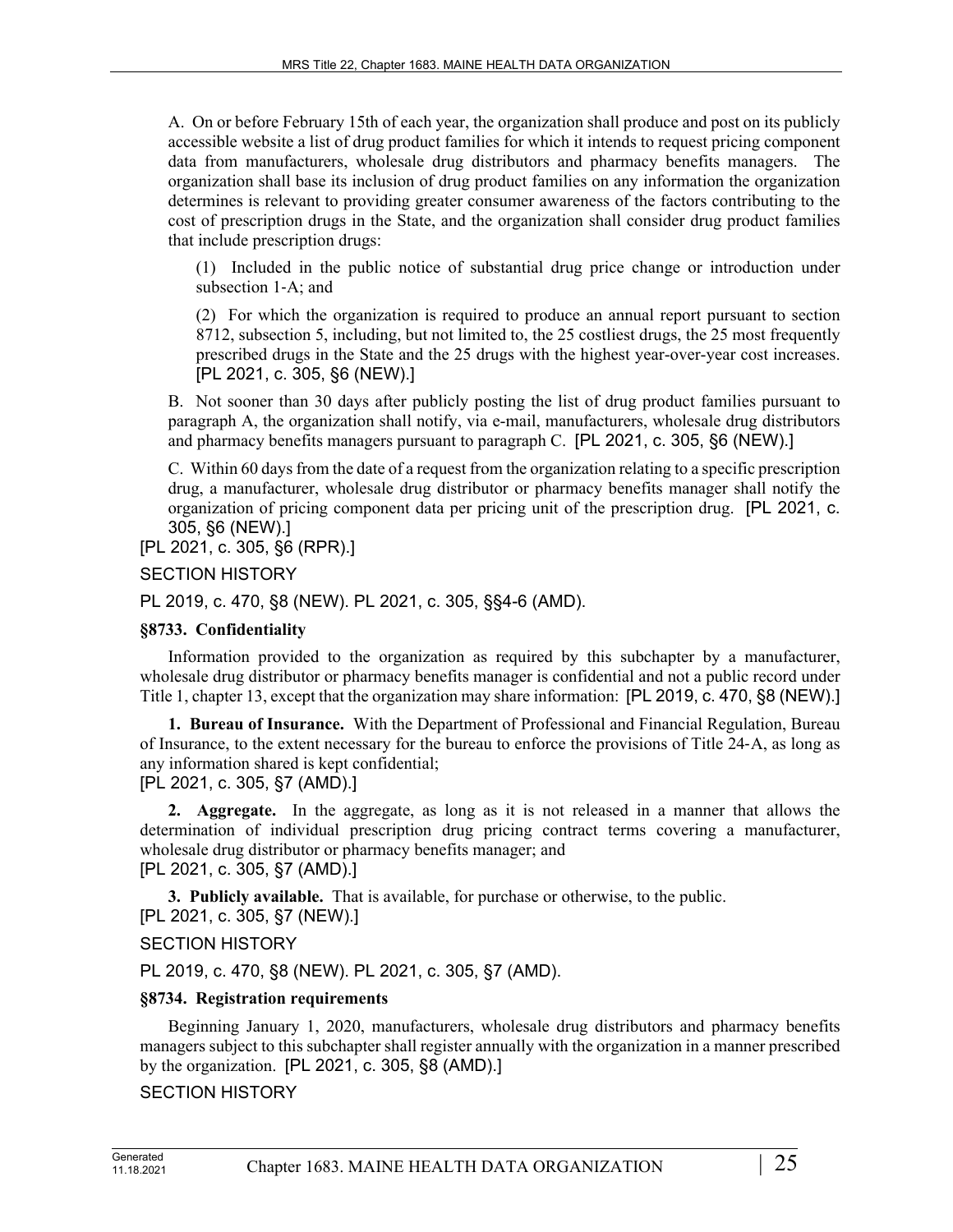A. On or before February 15th of each year, the organization shall produce and post on its publicly accessible website a list of drug product families for which it intends to request pricing component data from manufacturers, wholesale drug distributors and pharmacy benefits managers. The organization shall base its inclusion of drug product families on any information the organization determines is relevant to providing greater consumer awareness of the factors contributing to the cost of prescription drugs in the State, and the organization shall consider drug product families that include prescription drugs:

(1) Included in the public notice of substantial drug price change or introduction under subsection 1-A; and

(2) For which the organization is required to produce an annual report pursuant to section 8712, subsection 5, including, but not limited to, the 25 costliest drugs, the 25 most frequently prescribed drugs in the State and the 25 drugs with the highest year-over-year cost increases. [PL 2021, c. 305, §6 (NEW).]

B. Not sooner than 30 days after publicly posting the list of drug product families pursuant to paragraph A, the organization shall notify, via e-mail, manufacturers, wholesale drug distributors and pharmacy benefits managers pursuant to paragraph C. [PL 2021, c. 305, §6 (NEW).]

C. Within 60 days from the date of a request from the organization relating to a specific prescription drug, a manufacturer, wholesale drug distributor or pharmacy benefits manager shall notify the organization of pricing component data per pricing unit of the prescription drug. [PL 2021, c. 305, §6 (NEW).]

[PL 2021, c. 305, §6 (RPR).]

SECTION HISTORY

PL 2019, c. 470, §8 (NEW). PL 2021, c. 305, §§4-6 (AMD).

**§8733. Confidentiality**

Information provided to the organization as required by this subchapter by a manufacturer, wholesale drug distributor or pharmacy benefits manager is confidential and not a public record under Title 1, chapter 13, except that the organization may share information: [PL 2019, c. 470, §8 (NEW).]

**1. Bureau of Insurance.** With the Department of Professional and Financial Regulation, Bureau of Insurance, to the extent necessary for the bureau to enforce the provisions of Title 24-A, as long as any information shared is kept confidential;

[PL 2021, c. 305, §7 (AMD).]

**2. Aggregate.** In the aggregate, as long as it is not released in a manner that allows the determination of individual prescription drug pricing contract terms covering a manufacturer, wholesale drug distributor or pharmacy benefits manager; and

[PL 2021, c. 305, §7 (AMD).]

**3. Publicly available.** That is available, for purchase or otherwise, to the public.

[PL 2021, c. 305, §7 (NEW).]

SECTION HISTORY

PL 2019, c. 470, §8 (NEW). PL 2021, c. 305, §7 (AMD).

**§8734. Registration requirements**

Beginning January 1, 2020, manufacturers, wholesale drug distributors and pharmacy benefits managers subject to this subchapter shall register annually with the organization in a manner prescribed by the organization. [PL 2021, c. 305, §8 (AMD).]

SECTION HISTORY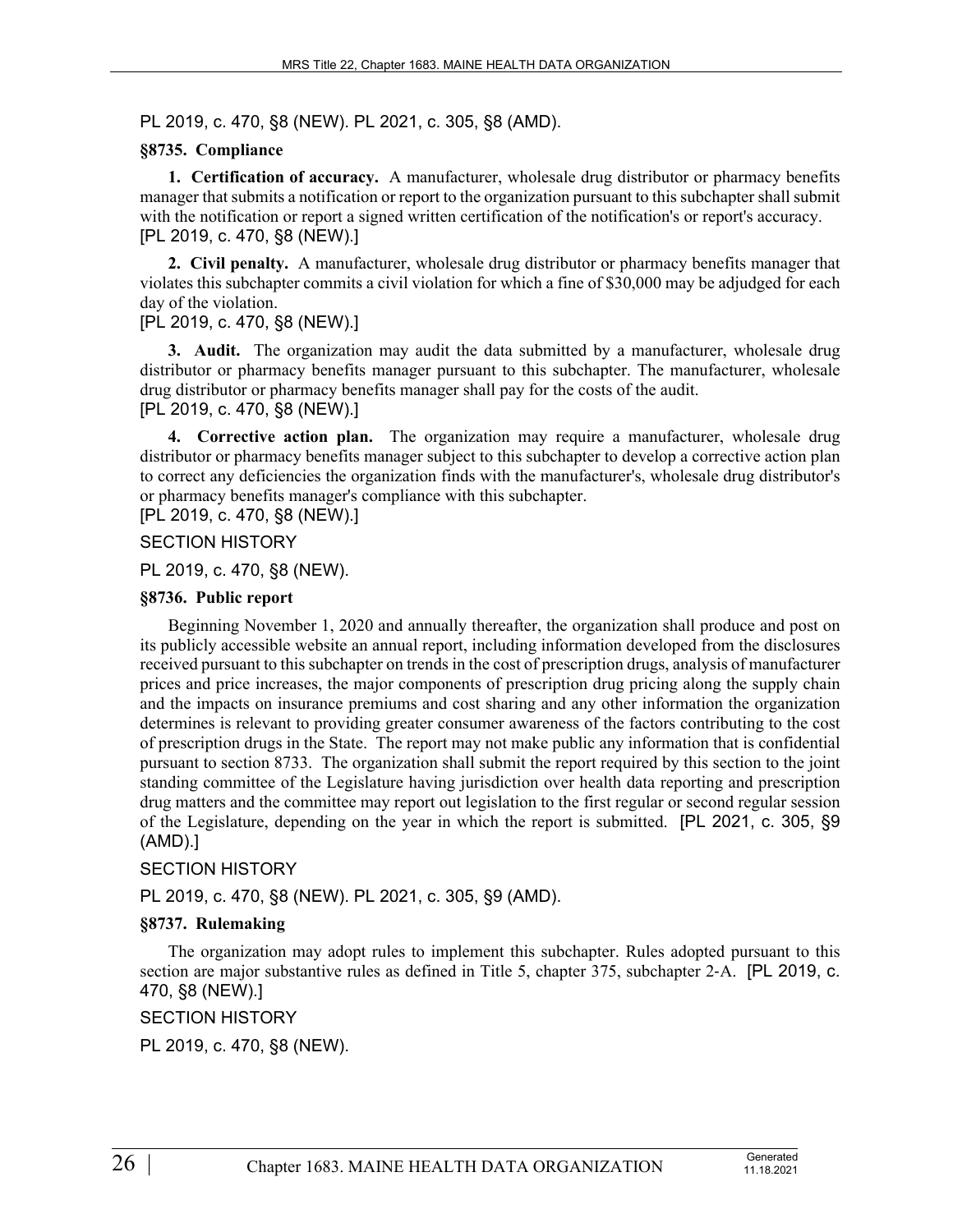PL 2019, c. 470, §8 (NEW). PL 2021, c. 305, §8 (AMD).

### §8735. Compliance

**1. Certification of accuracy.** A manufacturer, wholesale drug distributor or pharmacy benefits manager that submits a notification or report to the organization pursuant to this subchapter shall submit with the notification or report a signed written certification of the notification's or report's accuracy. [PL 2019, c. 470, §8 (NEW).]

**2. Civil penalty.** A manufacturer, wholesale drug distributor or pharmacy benefits manager that violates this subchapter commits a civil violation for which a fine of $30,000 may be adjudged for each day of the violation.
[PL 2019, c. 470, §8 (NEW).]

**3. Audit.** The organization may audit the data submitted by a manufacturer, wholesale drug distributor or pharmacy benefits manager pursuant to this subchapter. The manufacturer, wholesale drug distributor or pharmacy benefits manager shall pay for the costs of the audit.
[PL 2019, c. 470, §8 (NEW).]

**4. Corrective action plan.** The organization may require a manufacturer, wholesale drug distributor or pharmacy benefits manager subject to this subchapter to develop a corrective action plan to correct any deficiencies the organization finds with the manufacturer's, wholesale drug distributor's or pharmacy benefits manager's compliance with this subchapter.
[PL 2019, c. 470, §8 (NEW).]

SECTION HISTORY

PL 2019, c. 470, §8 (NEW).

### §8736. Public report

Beginning November 1, 2020 and annually thereafter, the organization shall produce and post on its publicly accessible website an annual report, including information developed from the disclosures received pursuant to this subchapter on trends in the cost of prescription drugs, analysis of manufacturer prices and price increases, the major components of prescription drug pricing along the supply chain and the impacts on insurance premiums and cost sharing and any other information the organization determines is relevant to providing greater consumer awareness of the factors contributing to the cost of prescription drugs in the State. The report may not make public any information that is confidential pursuant to section 8733. The organization shall submit the report required by this section to the joint standing committee of the Legislature having jurisdiction over health data reporting and prescription drug matters and the committee may report out legislation to the first regular or second regular session of the Legislature, depending on the year in which the report is submitted. [PL 2021, c. 305, §9 (AMD).]

SECTION HISTORY

PL 2019, c. 470, §8 (NEW). PL 2021, c. 305, §9 (AMD).

### §8737. Rulemaking

The organization may adopt rules to implement this subchapter. Rules adopted pursuant to this section are major substantive rules as defined in Title 5, chapter 375, subchapter 2-A. [PL 2019, c. 470, §8 (NEW).]

SECTION HISTORY

PL 2019, c. 470, §8 (NEW).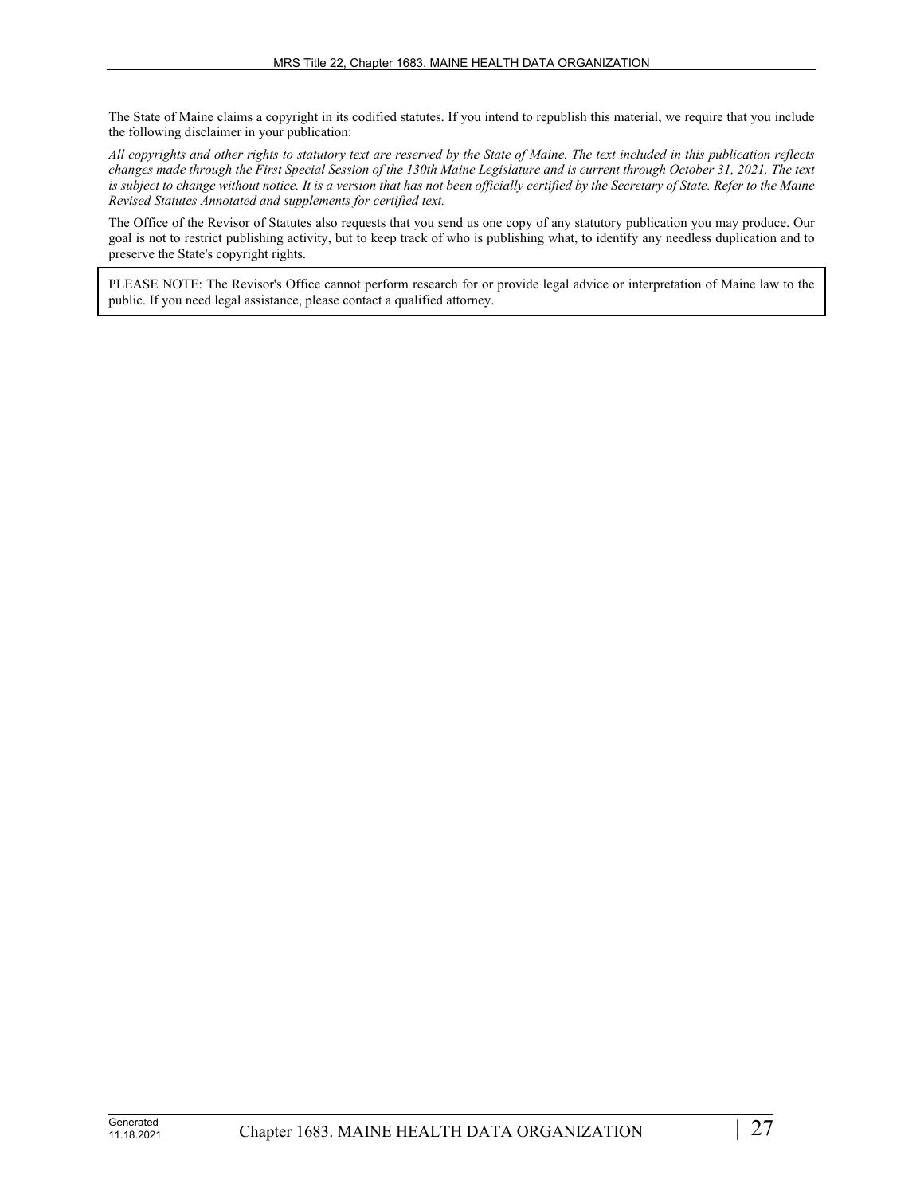The State of Maine claims a copyright in its codified statutes. If you intend to republish this material, we require that you include the following disclaimer in your publication:

*All copyrights and other rights to statutory text are reserved by the State of Maine. The text included in this publication reflects changes made through the First Special Session of the 130th Maine Legislature and is current through October 31, 2021. The text is subject to change without notice. It is a version that has not been officially certified by the Secretary of State. Refer to the Maine Revised Statutes Annotated and supplements for certified text.*

The Office of the Revisor of Statutes also requests that you send us one copy of any statutory publication you may produce. Our goal is not to restrict publishing activity, but to keep track of who is publishing what, to identify any needless duplication and to preserve the State's copyright rights.

PLEASE NOTE: The Revisor's Office cannot perform research for or provide legal advice or interpretation of Maine law to the public. If you need legal assistance, please contact a qualified attorney.